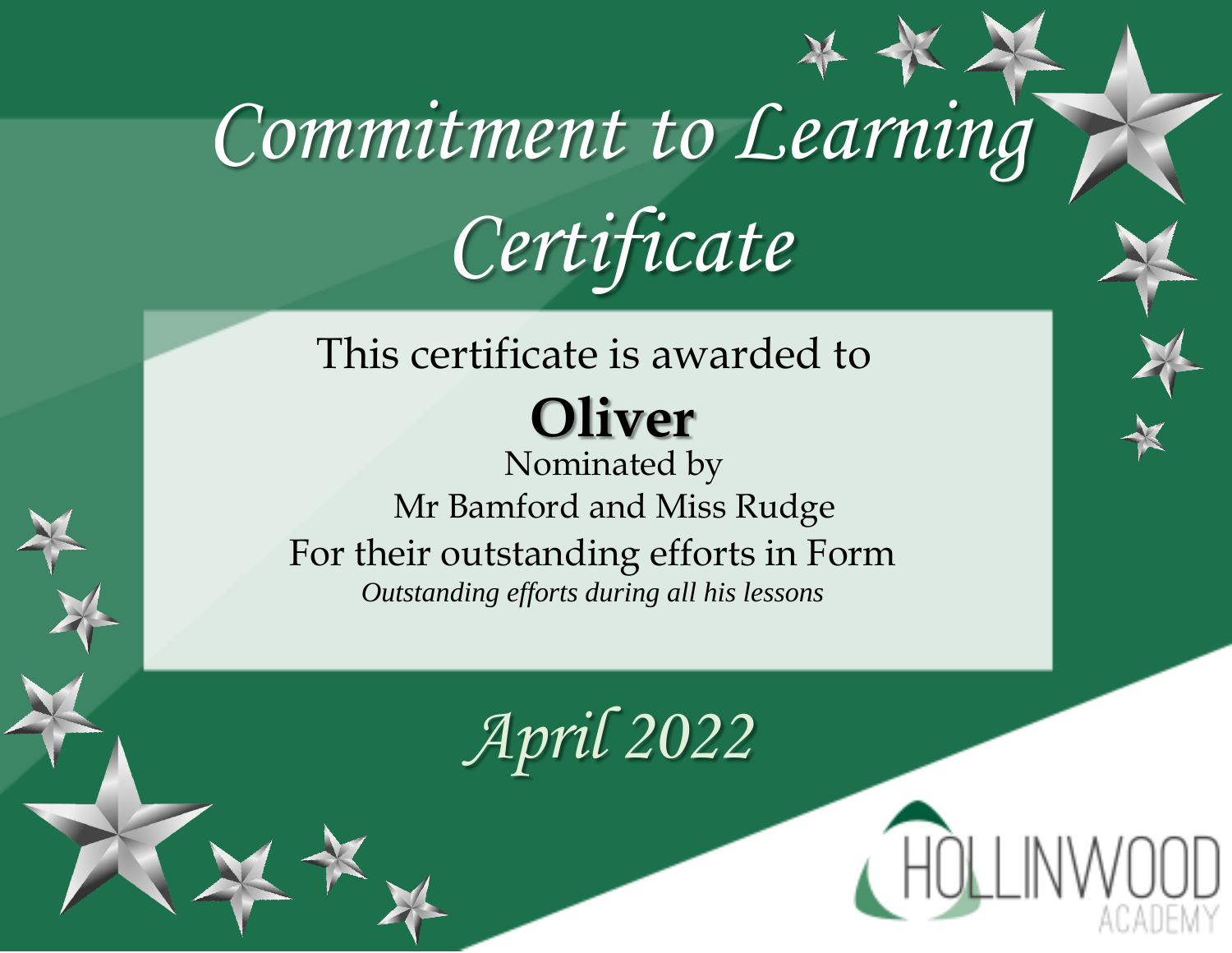# Commitment to Learning Certificate

This certificate is awarded to

**Oliver**

Nominated by

Mr Bamford and Miss Rudge

For their outstanding efforts in Form

*Outstanding efforts during all his lessons*

*April 2022*

HOLLINWOOD ACADEMY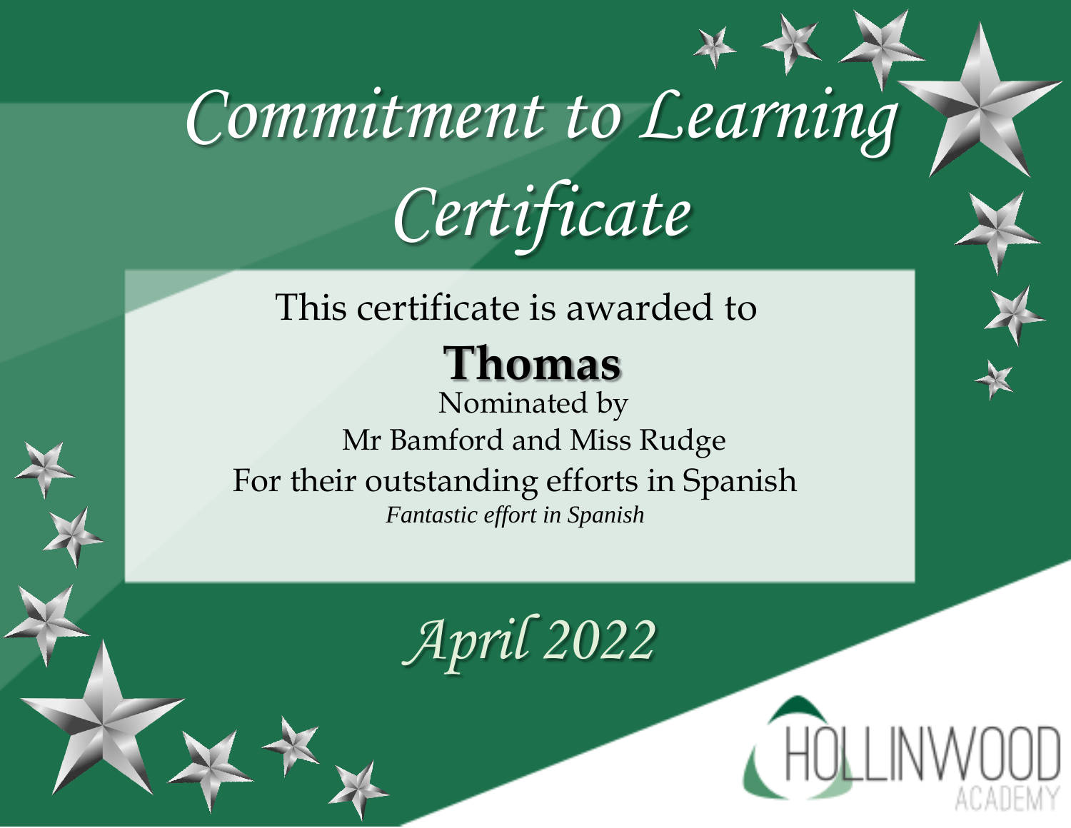# Commitment to Learning Certificate

This certificate is awarded to

**Thomas**

Nominated by

Mr Bamford and Miss Rudge

For their outstanding efforts in Spanish

*Fantastic effort in Spanish*

*April 2022*

HOLLINWOOD ACADEMY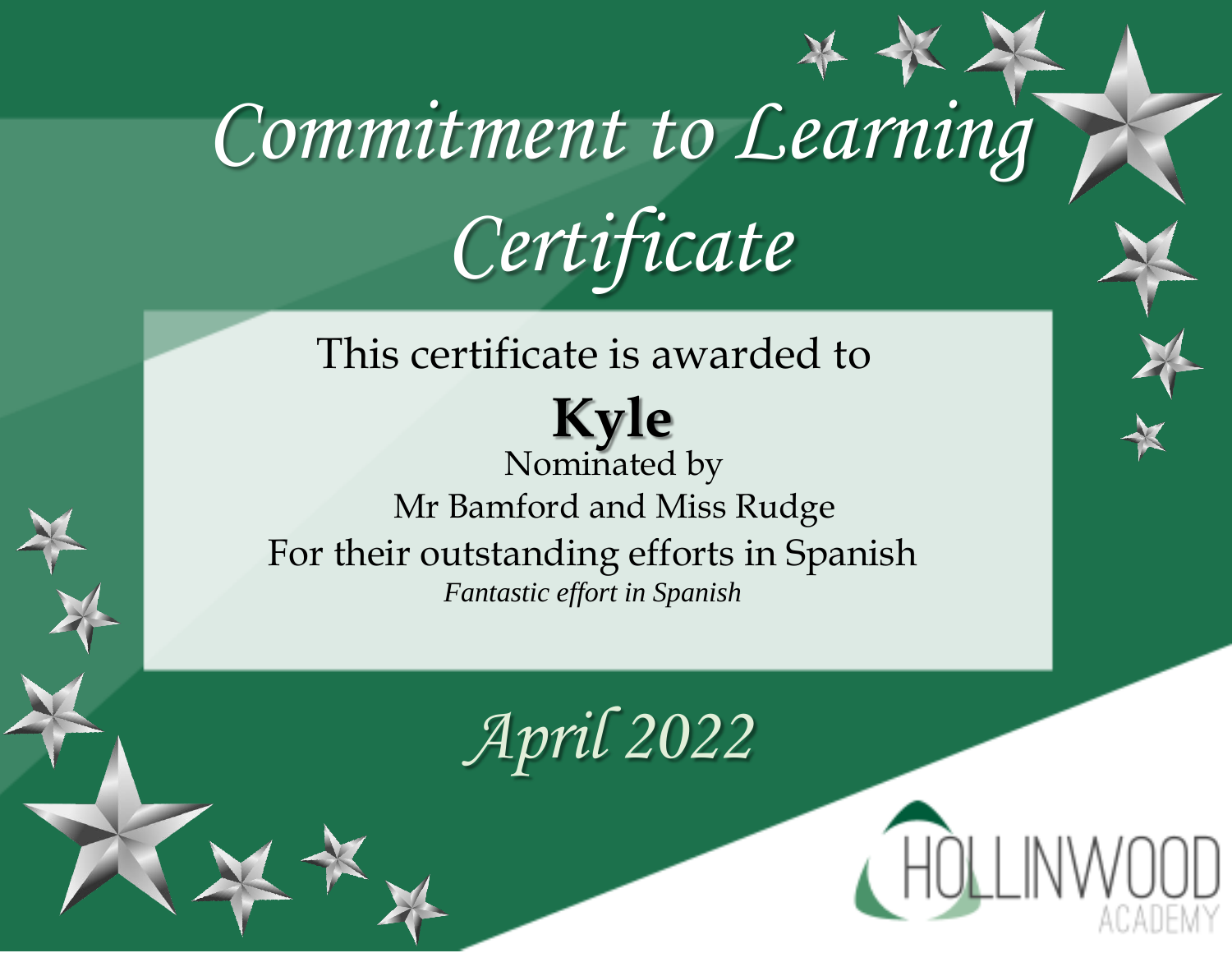# Commitment to Learning Certificate

This certificate is awarded to

**Kyle**

Nominated by

Mr Bamford and Miss Rudge

For their outstanding efforts in Spanish

*Fantastic effort in Spanish*

*April 2022*

HOLLINWOOD ACADEMY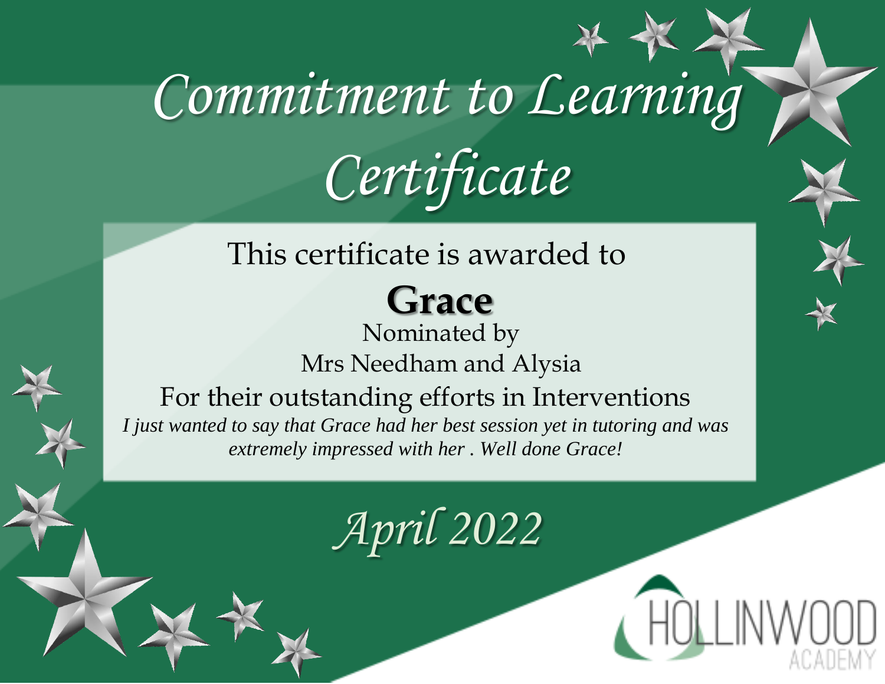# Commitment to Learning Certificate

This certificate is awarded to

**Grace**

Nominated by

Mrs Needham and Alysia

For their outstanding efforts in Interventions

*I just wanted to say that Grace had her best session yet in tutoring and was extremely impressed with her . Well done Grace!*

*April 2022*

HOLLINWOOD ACADEMY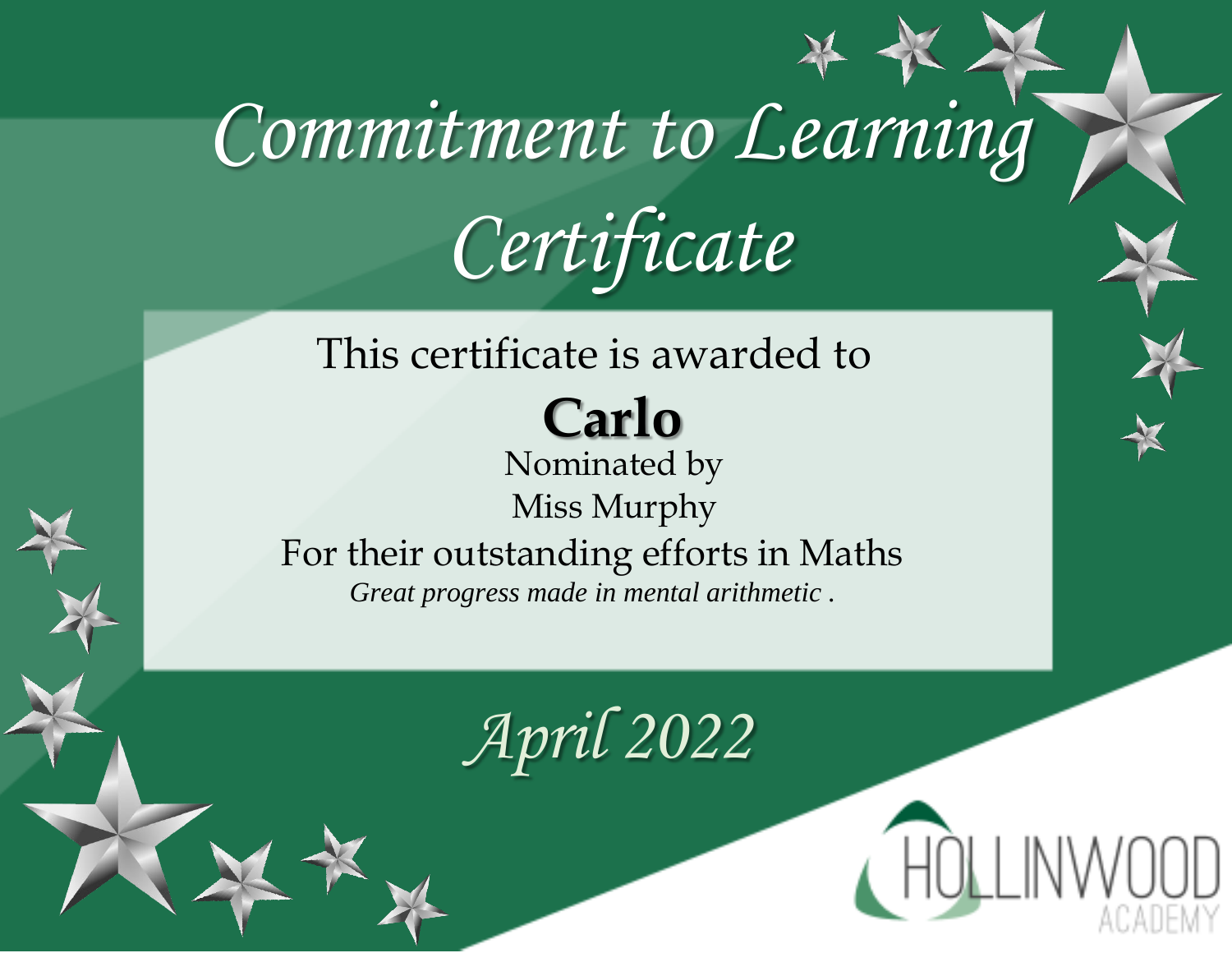# Commitment to Learning Certificate

This certificate is awarded to

**Carlo**

Nominated by

Miss Murphy

For their outstanding efforts in Maths

*Great progress made in mental arithmetic .*

*April 2022*

HOLLINWOOD ACADEMY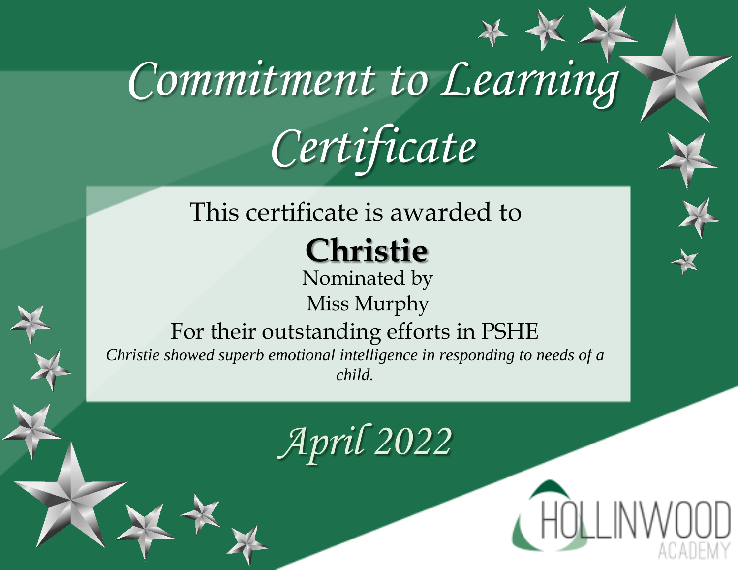# Commitment to Learning Certificate

This certificate is awarded to

**Christie**

Nominated by

Miss Murphy

For their outstanding efforts in PSHE

*Christie showed superb emotional intelligence in responding to needs of a child.*

*April 2022*

HOLLINWOOD ACADEMY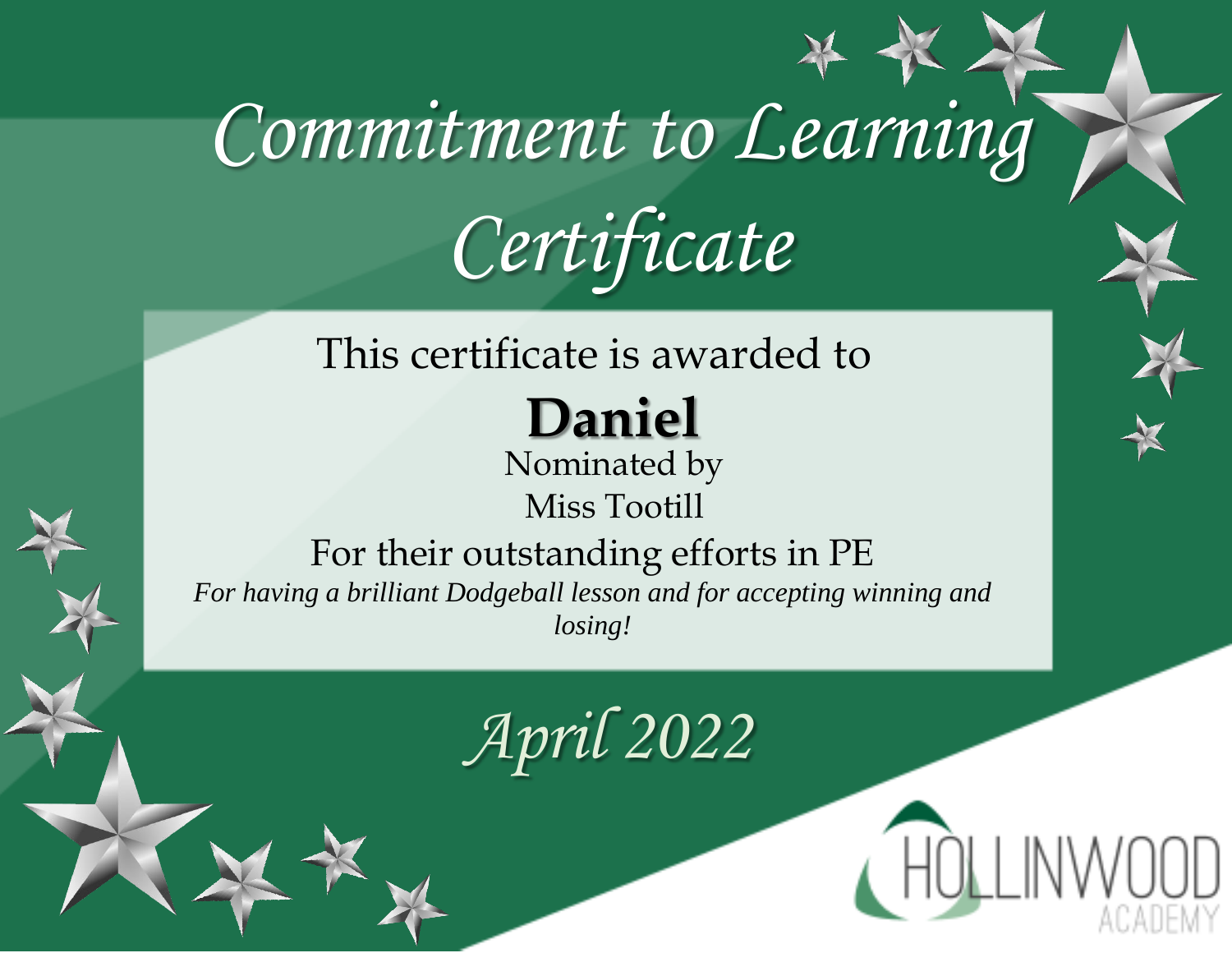# Commitment to Learning Certificate

This certificate is awarded to

**Daniel**

Nominated by

Miss Tootill

For their outstanding efforts in PE

*For having a brilliant Dodgeball lesson and for accepting winning and losing!*

*April 2022*

HOLLINWOOD ACADEMY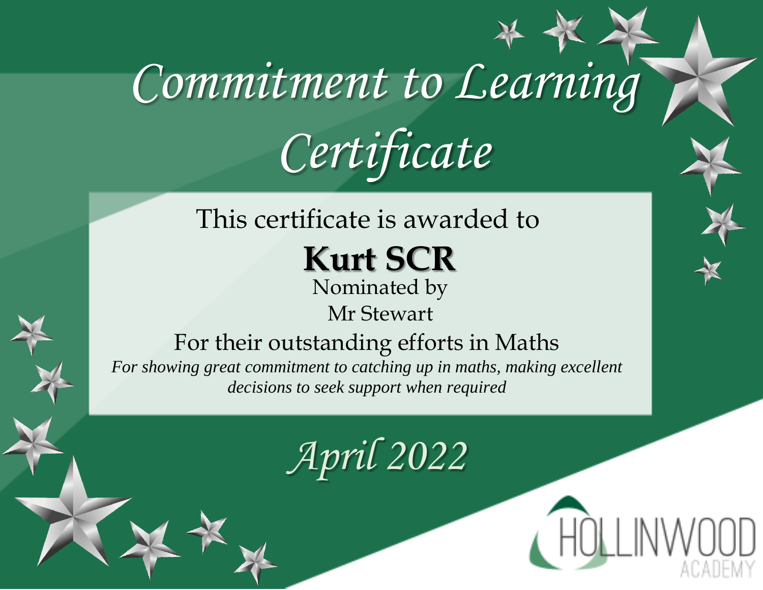# Commitment to Learning Certificate

This certificate is awarded to

**Kurt SCR**

Nominated by

Mr Stewart

For their outstanding efforts in Maths

*For showing great commitment to catching up in maths, making excellent decisions to seek support when required*

*April 2022*

HOLLINWOOD ACADEMY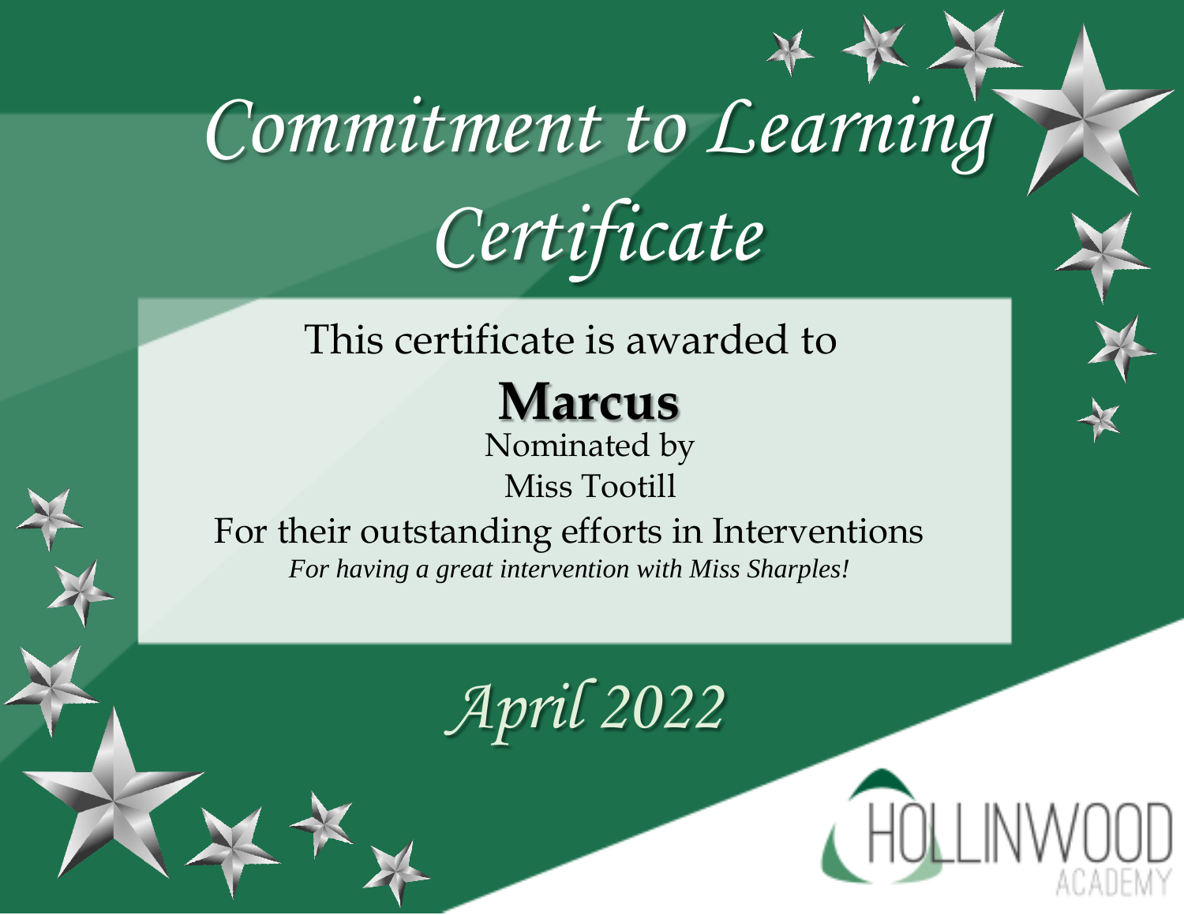# Commitment to Learning Certificate

This certificate is awarded to

**Marcus**

Nominated by

Miss Tootill

For their outstanding efforts in Interventions

*For having a great intervention with Miss Sharples!*

*April 2022*

HOLLINWOOD ACADEMY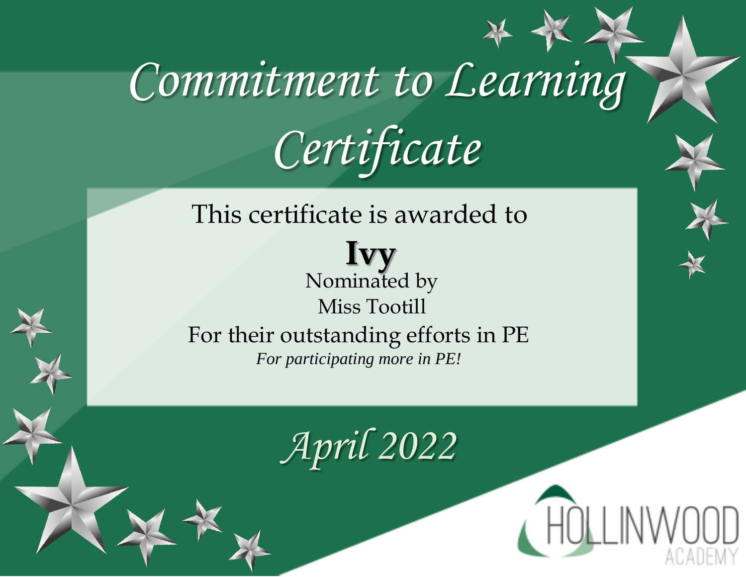# Commitment to Learning Certificate

This certificate is awarded to

**Ivy**

Nominated by

Miss Tootill

For their outstanding efforts in PE

*For participating more in PE!*

*April 2022*

HOLLINWOOD ACADEMY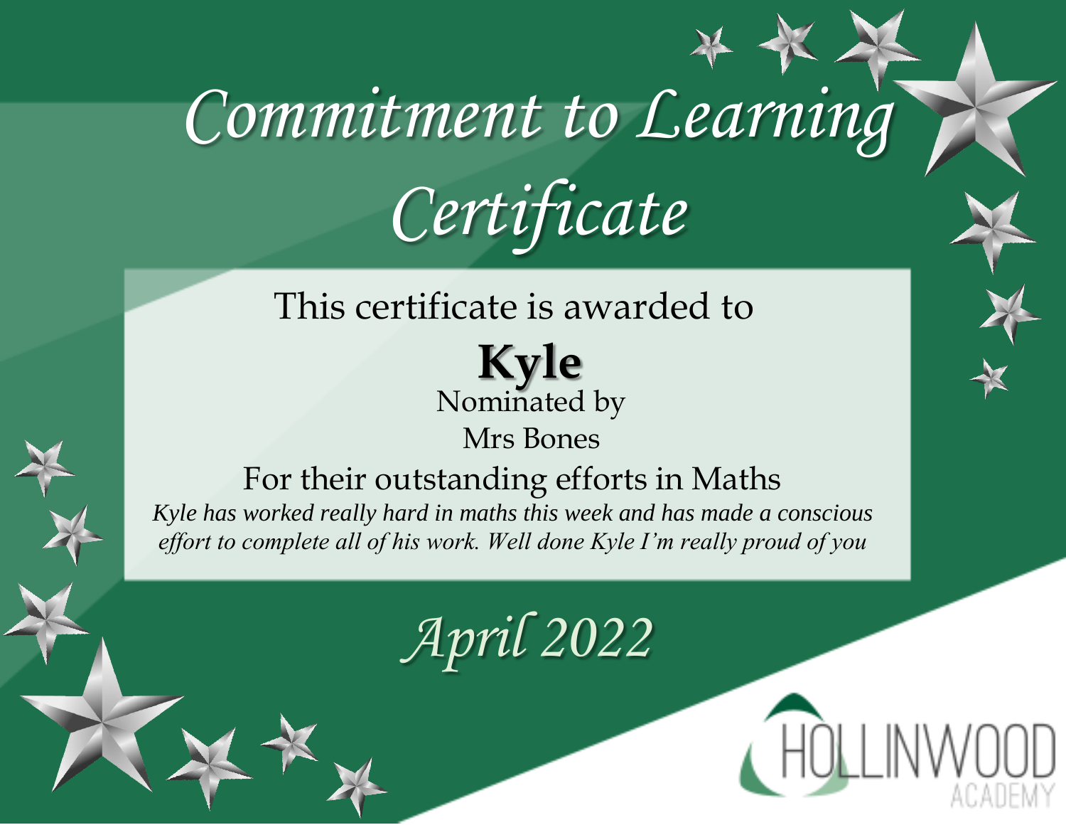# Commitment to Learning Certificate

This certificate is awarded to

**Kyle**

Nominated by

Mrs Bones

For their outstanding efforts in Maths

*Kyle has worked really hard in maths this week and has made a conscious effort to complete all of his work. Well done Kyle I'm really proud of you*

*April 2022*

HOLLINWOOD ACADEMY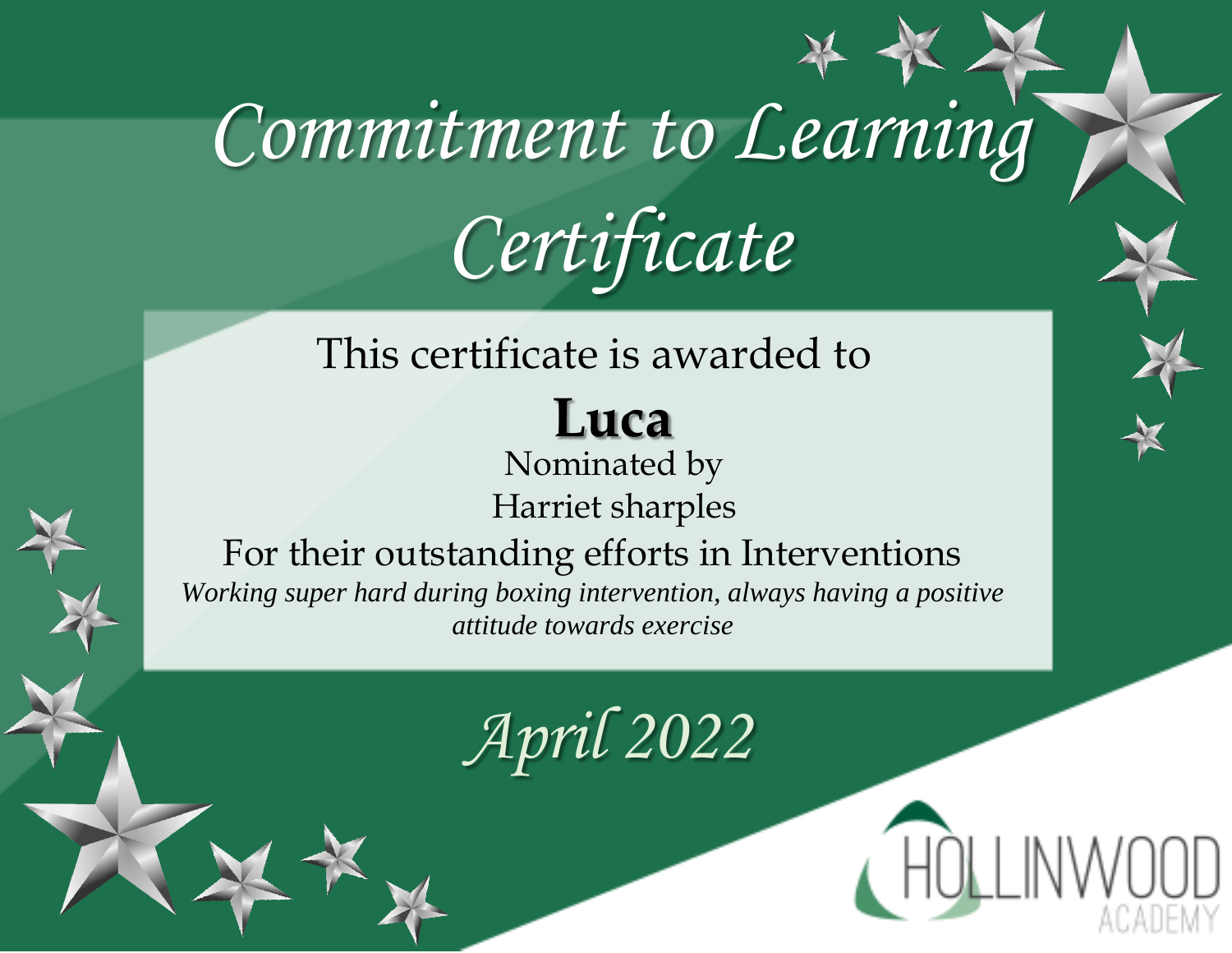# Commitment to Learning Certificate

This certificate is awarded to

**Luca**

Nominated by

Harriet sharples

For their outstanding efforts in Interventions

*Working super hard during boxing intervention, always having a positive attitude towards exercise*

*April 2022*

HOLLINWOOD ACADEMY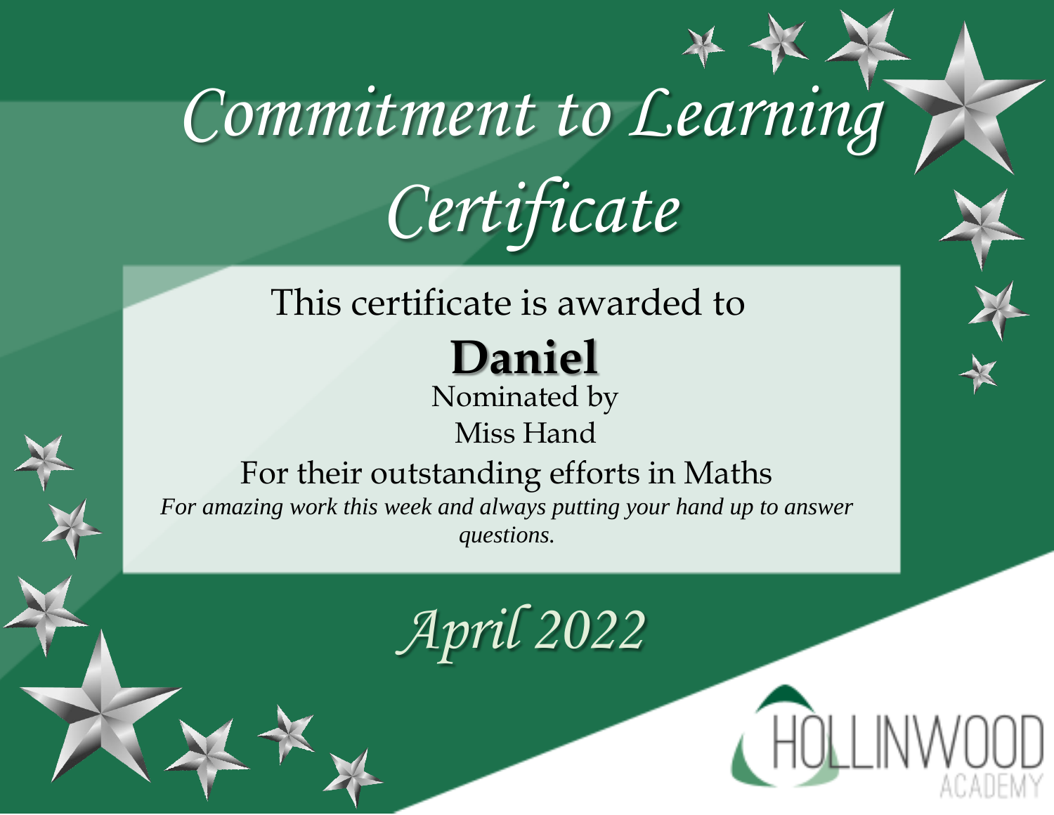# Commitment to Learning Certificate

This certificate is awarded to

**Daniel**

Nominated by

Miss Hand

For their outstanding efforts in Maths

*For amazing work this week and always putting your hand up to answer questions.*

*April 2022*

HOLLINWOOD ACADEMY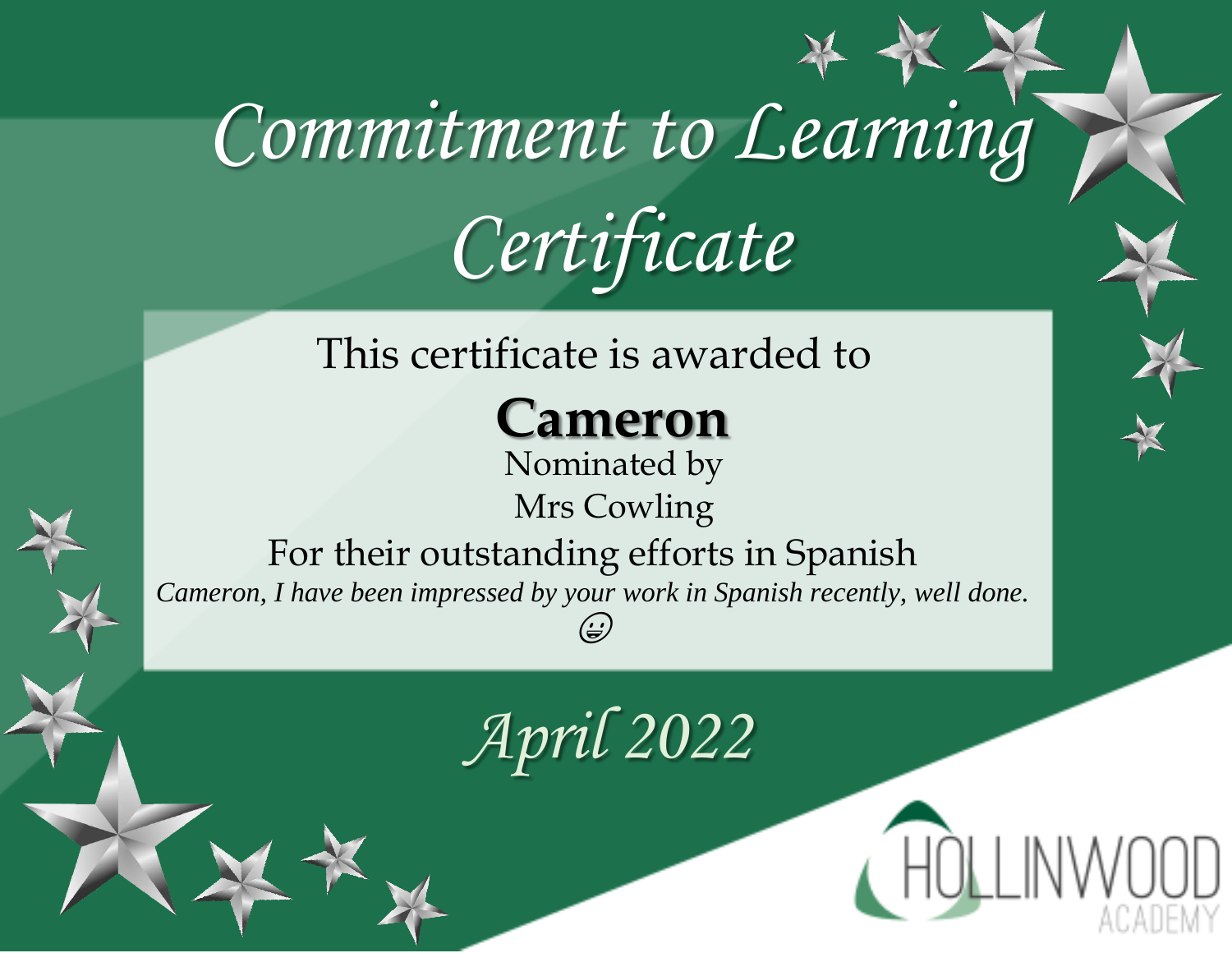# Commitment to Learning Certificate

This certificate is awarded to

**Cameron**

Nominated by

Mrs Cowling

For their outstanding efforts in Spanish

*Cameron, I have been impressed by your work in Spanish recently, well done.* 😀

*April 2022*

HOLLINWOOD ACADEMY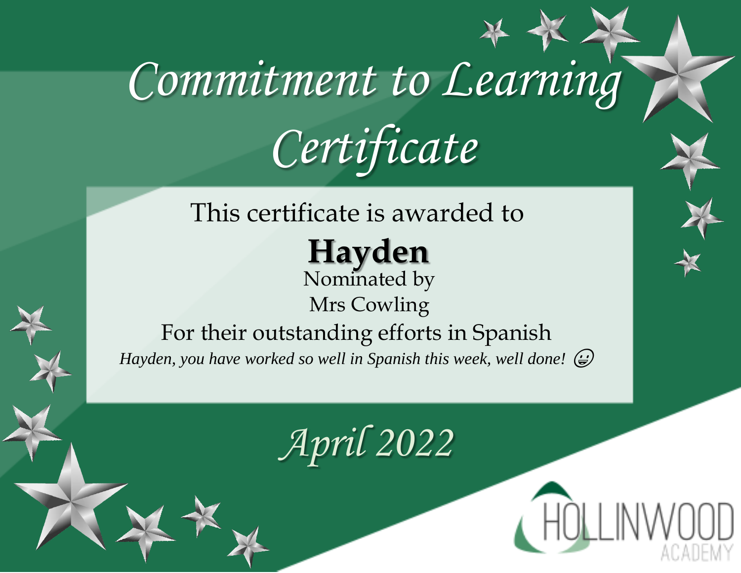# Commitment to Learning Certificate

This certificate is awarded to

**Hayden**

Nominated by

Mrs Cowling

For their outstanding efforts in Spanish

*Hayden, you have worked so well in Spanish this week, well done!* 😀

*April 2022*

HOLLINWOOD ACADEMY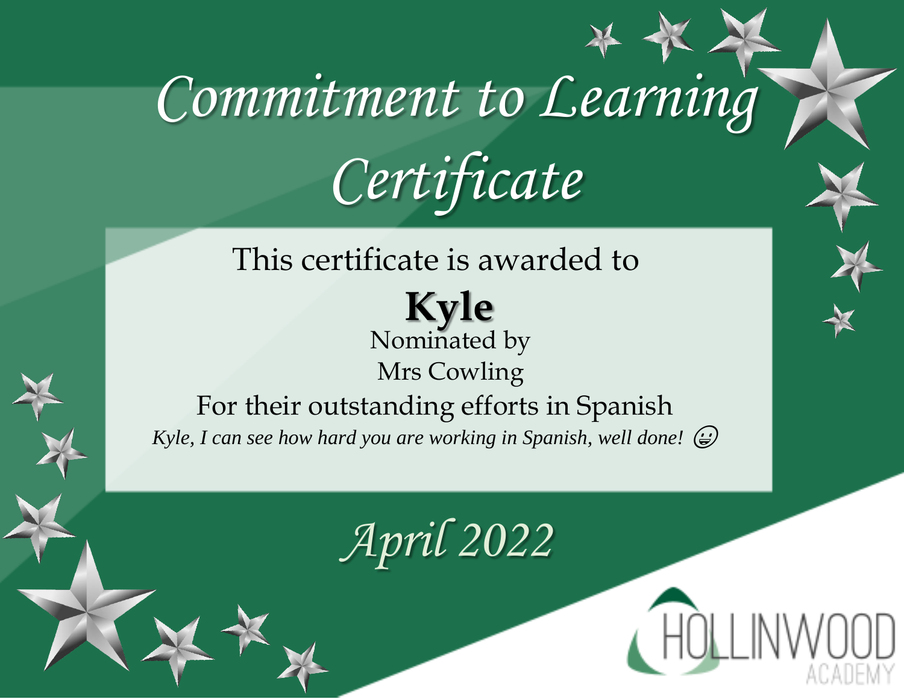# Commitment to Learning Certificate

This certificate is awarded to

**Kyle**

Nominated by

Mrs Cowling

For their outstanding efforts in Spanish

*Kyle, I can see how hard you are working in Spanish, well done!* 😀

*April 2022*

HOLLINWOOD ACADEMY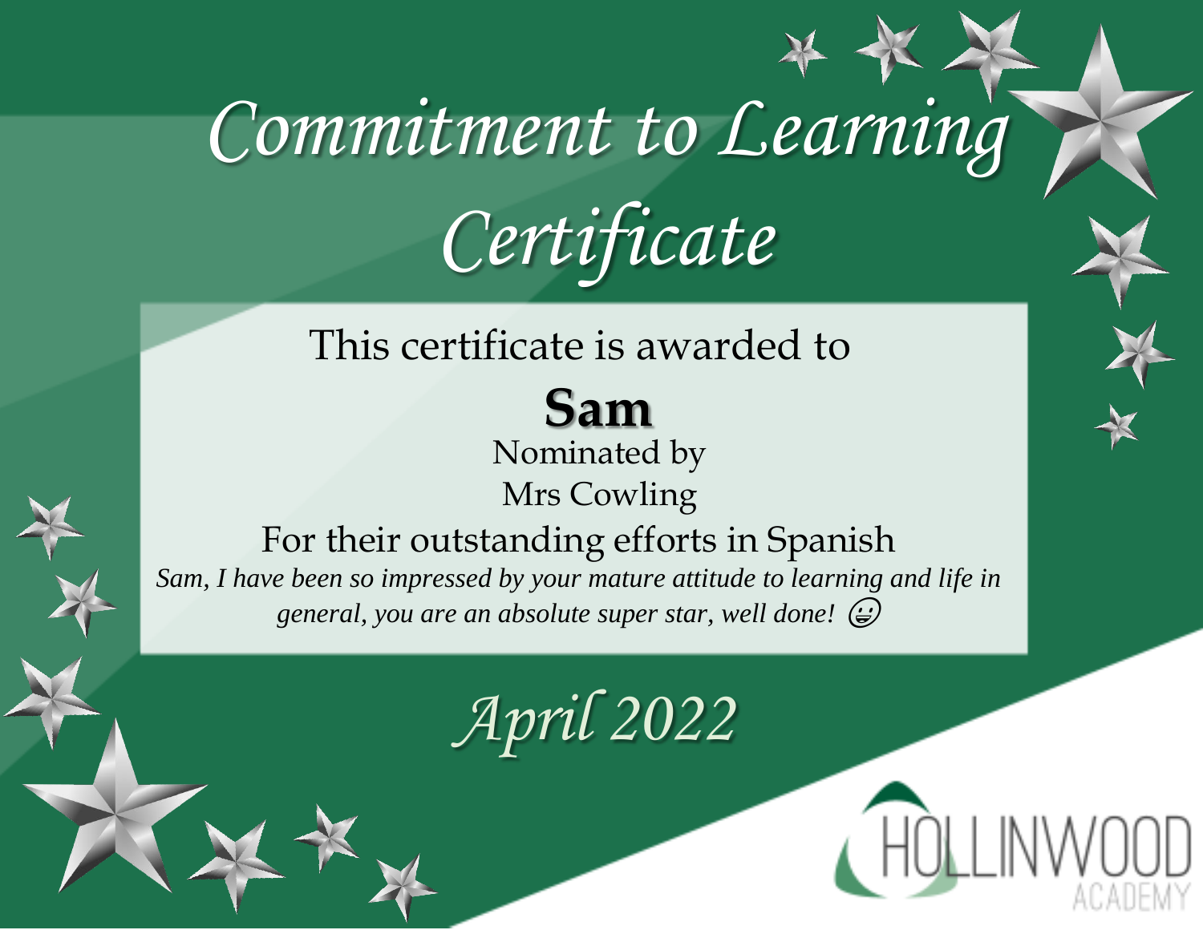# Commitment to Learning Certificate

This certificate is awarded to

**Sam**

Nominated by

Mrs Cowling

For their outstanding efforts in Spanish

*Sam, I have been so impressed by your mature attitude to learning and life in general, you are an absolute super star, well done!* 😀

*April 2022*

HOLLINWOOD ACADEMY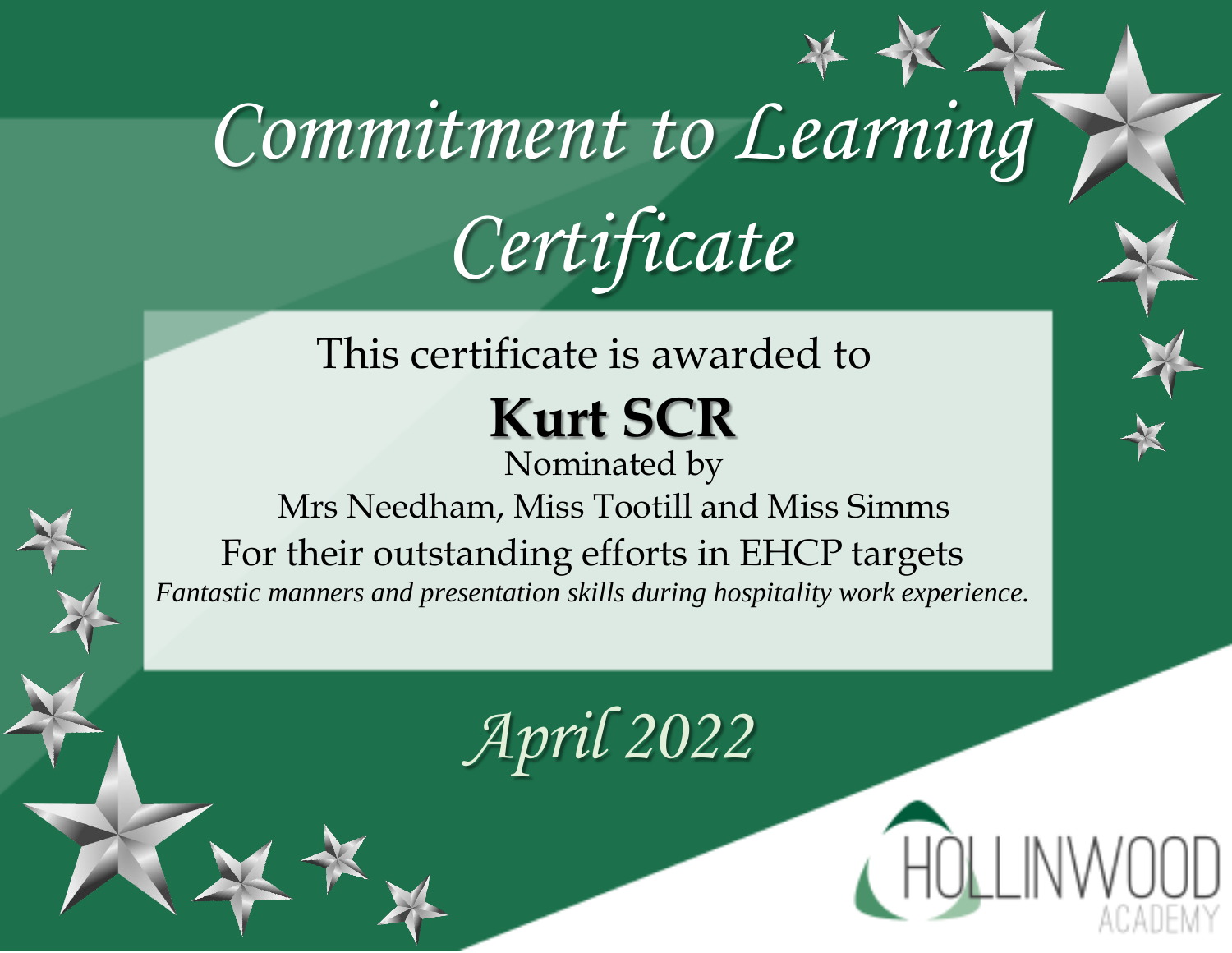# Commitment to Learning Certificate

This certificate is awarded to

**Kurt SCR**

Nominated by

Mrs Needham, Miss Tootill and Miss Simms

For their outstanding efforts in EHCP targets

*Fantastic manners and presentation skills during hospitality work experience.*

*April 2022*

HOLLINWOOD ACADEMY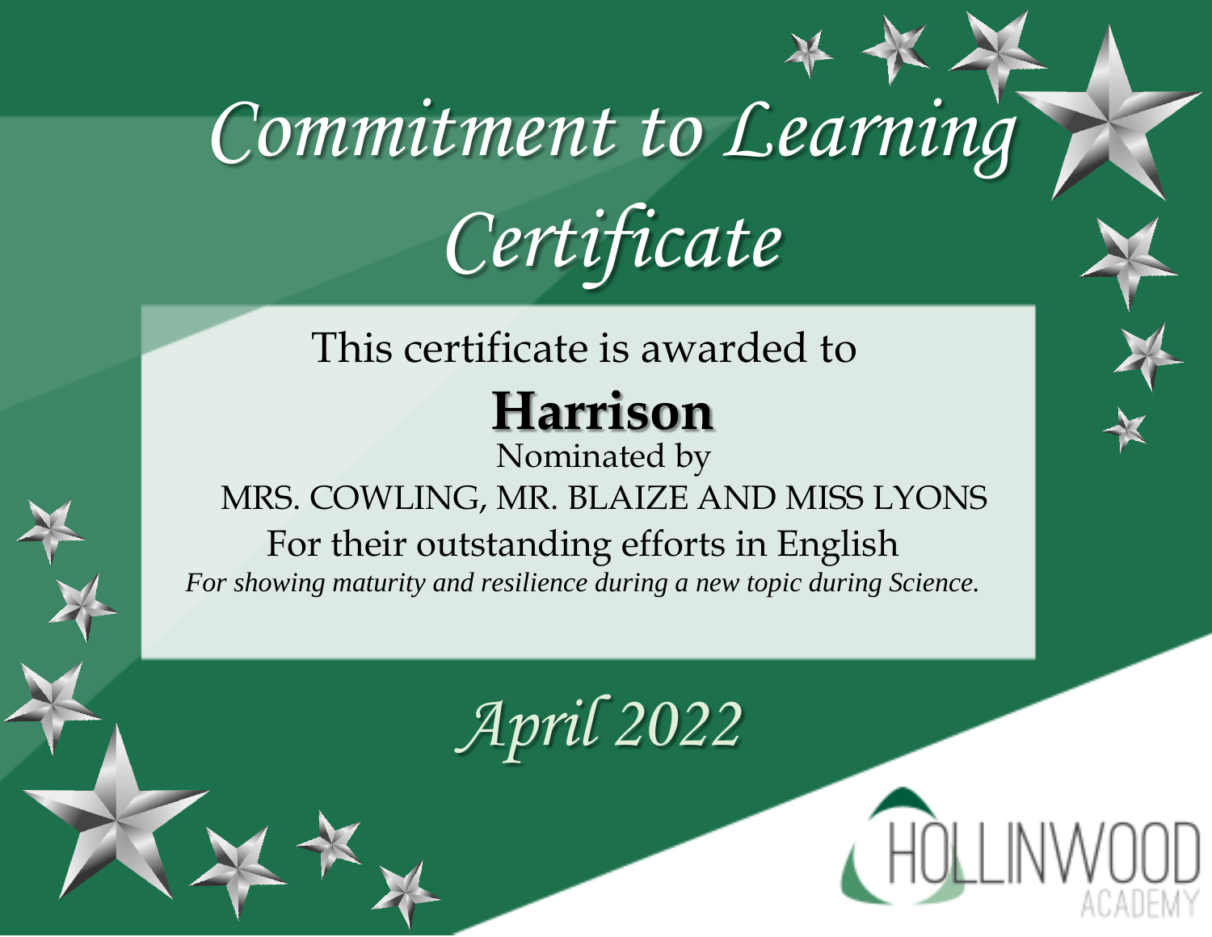# Commitment to Learning Certificate

This certificate is awarded to

**Harrison**

Nominated by

MRS. COWLING, MR. BLAIZE AND MISS LYONS

For their outstanding efforts in English

*For showing maturity and resilience during a new topic during Science.*

*April 2022*

HOLLINWOOD ACADEMY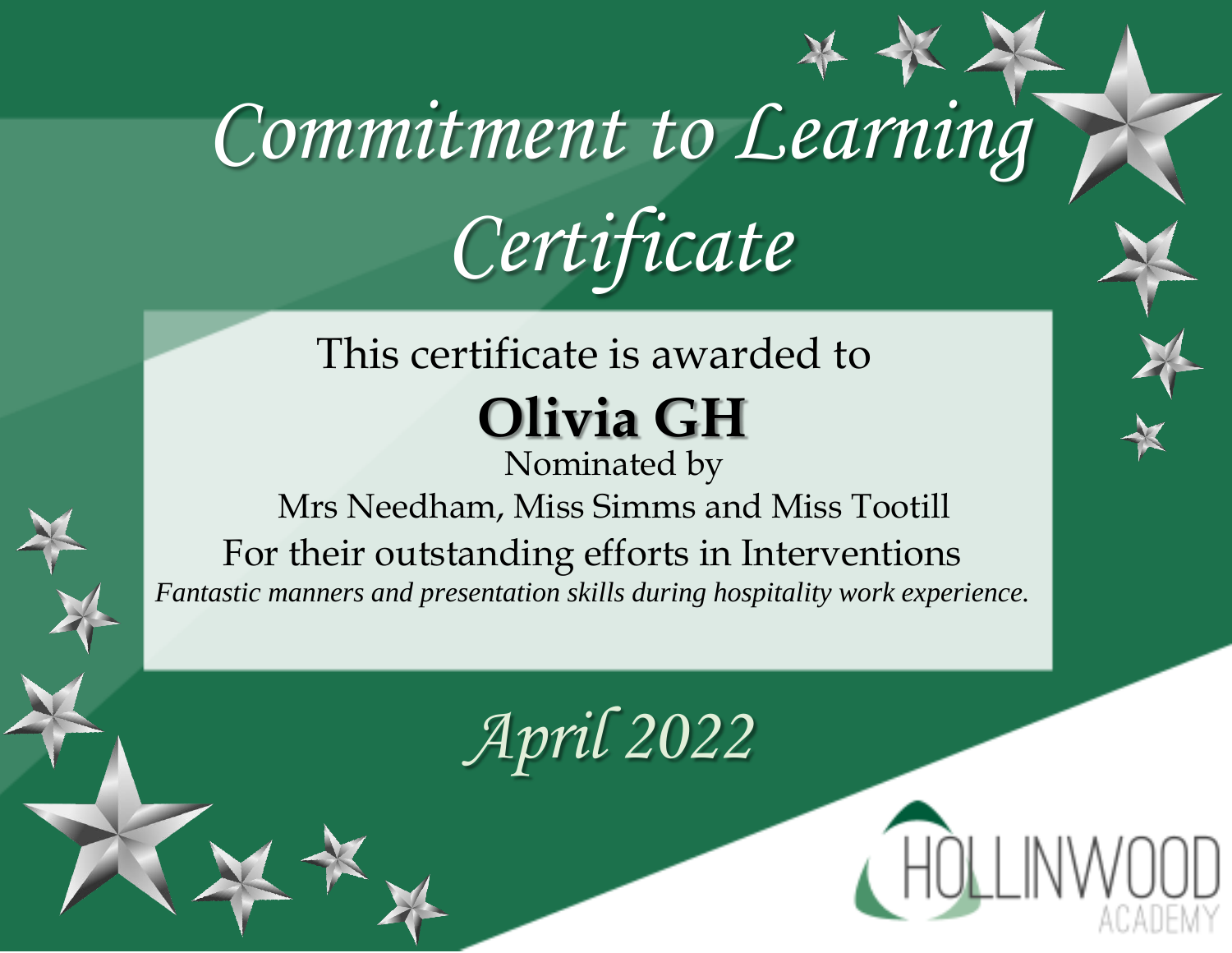# Commitment to Learning Certificate

This certificate is awarded to

**Olivia GH**

Nominated by

Mrs Needham, Miss Simms and Miss Tootill

For their outstanding efforts in Interventions

*Fantastic manners and presentation skills during hospitality work experience.*

*April 2022*

HOLLINWOOD ACADEMY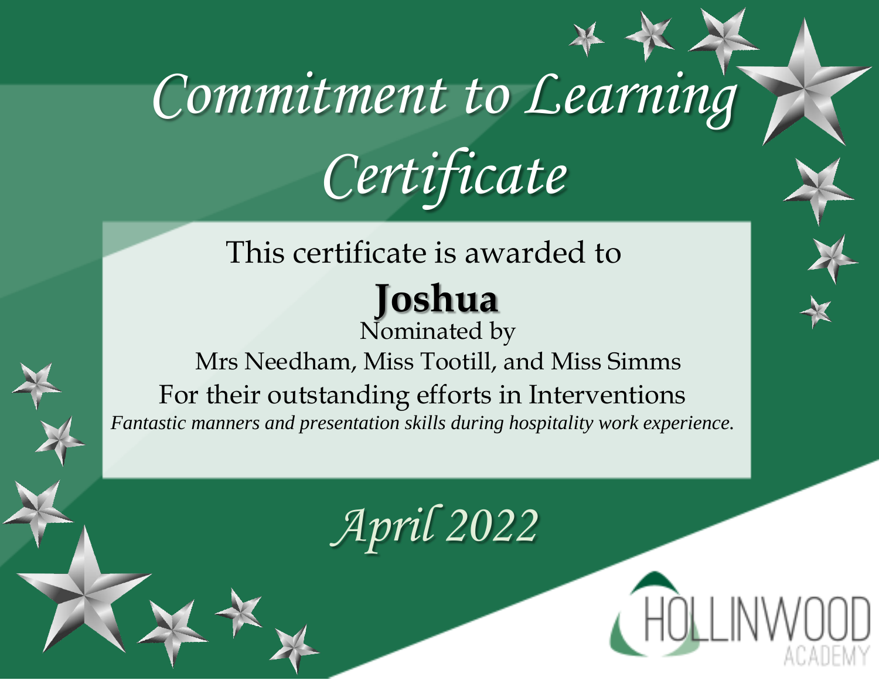# Commitment to Learning Certificate

This certificate is awarded to

**Joshua**

Nominated by

Mrs Needham, Miss Tootill, and Miss Simms

For their outstanding efforts in Interventions

*Fantastic manners and presentation skills during hospitality work experience.*

*April 2022*

HOLLINWOOD ACADEMY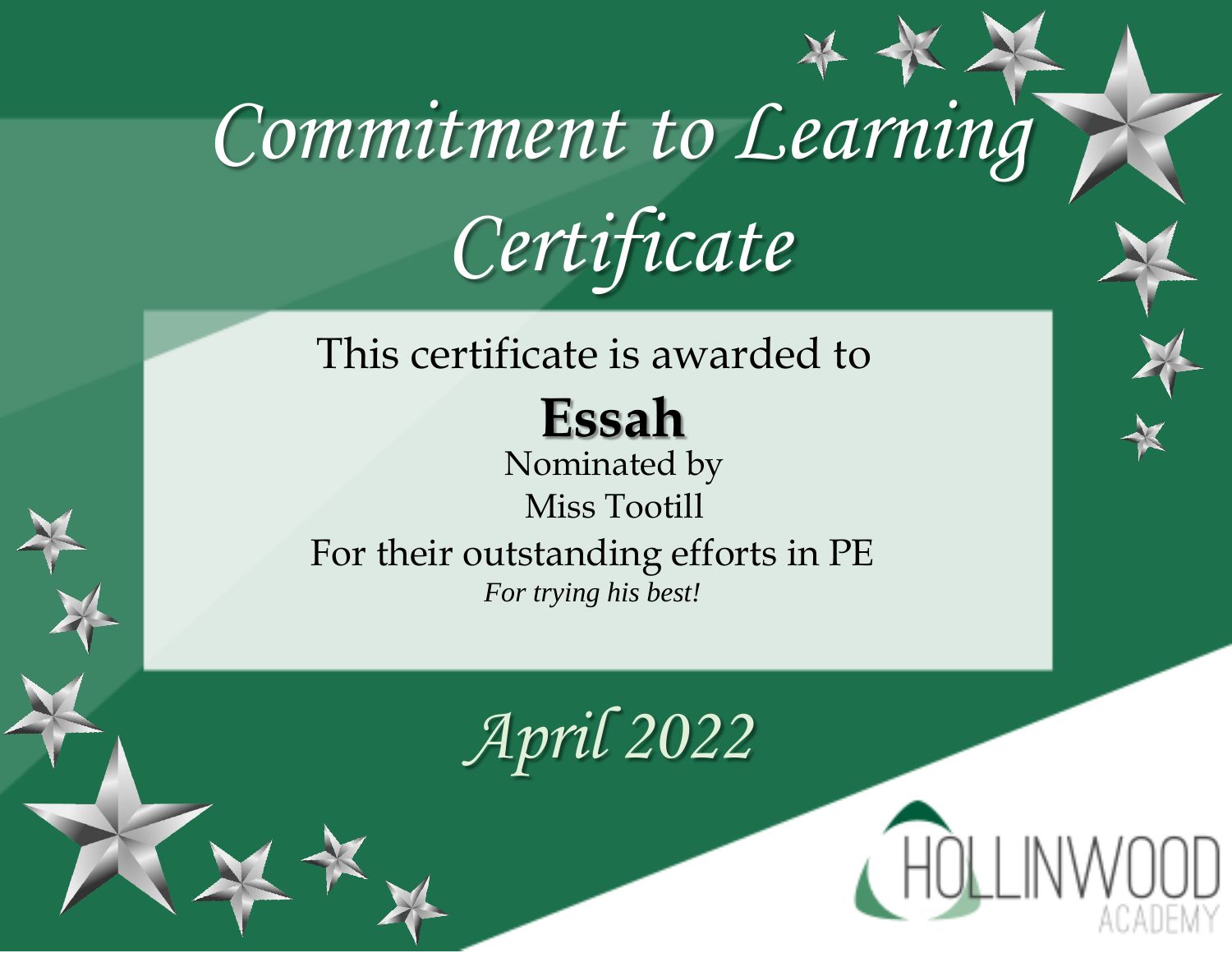# Commitment to Learning Certificate

This certificate is awarded to

**Essah**

Nominated by

Miss Tootill

For their outstanding efforts in PE

*For trying his best!*

*April 2022*

HOLLINWOOD ACADEMY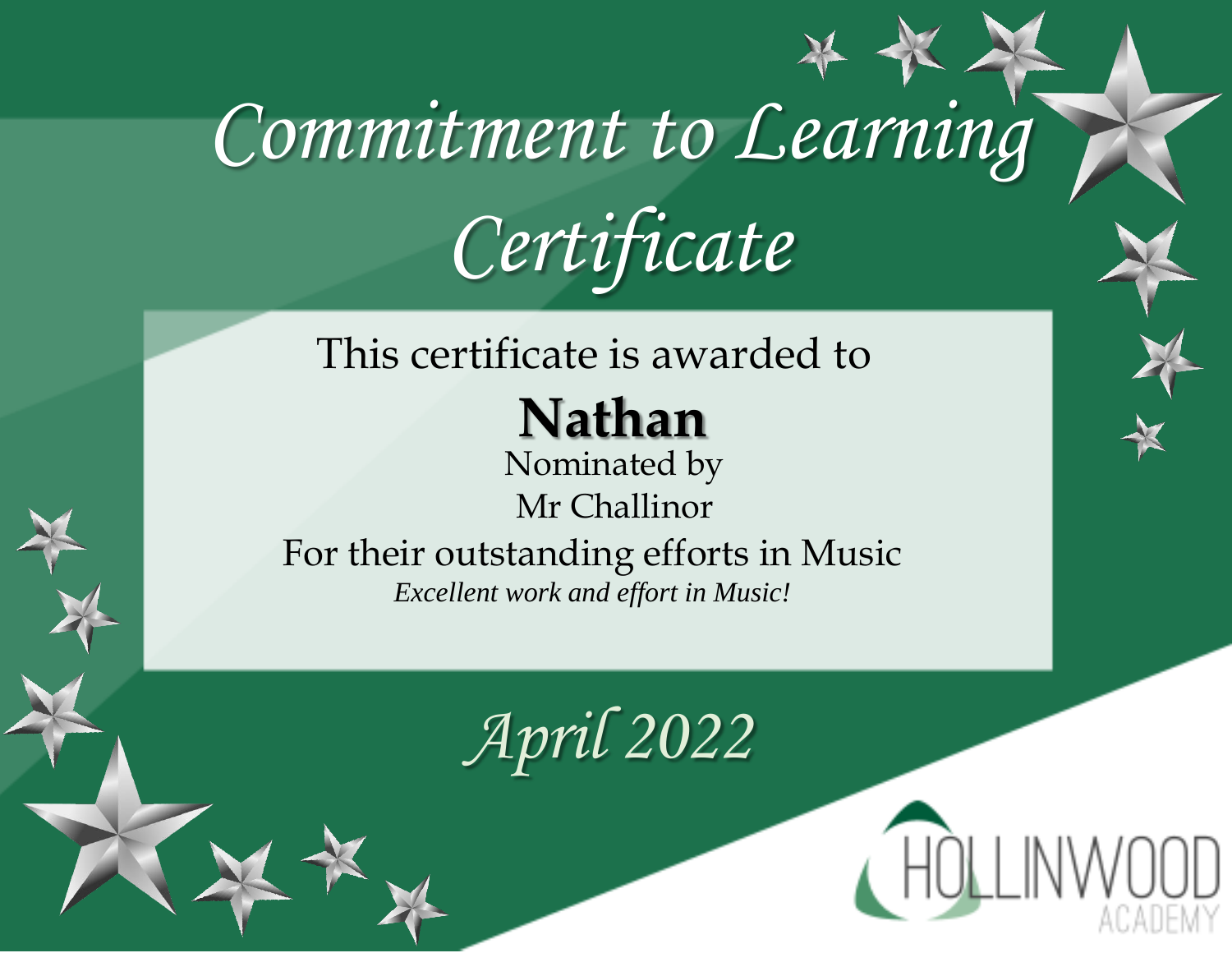# Commitment to Learning Certificate

This certificate is awarded to

**Nathan**

Nominated by

Mr Challinor

For their outstanding efforts in Music

*Excellent work and effort in Music!*

*April 2022*

HOLLINWOOD ACADEMY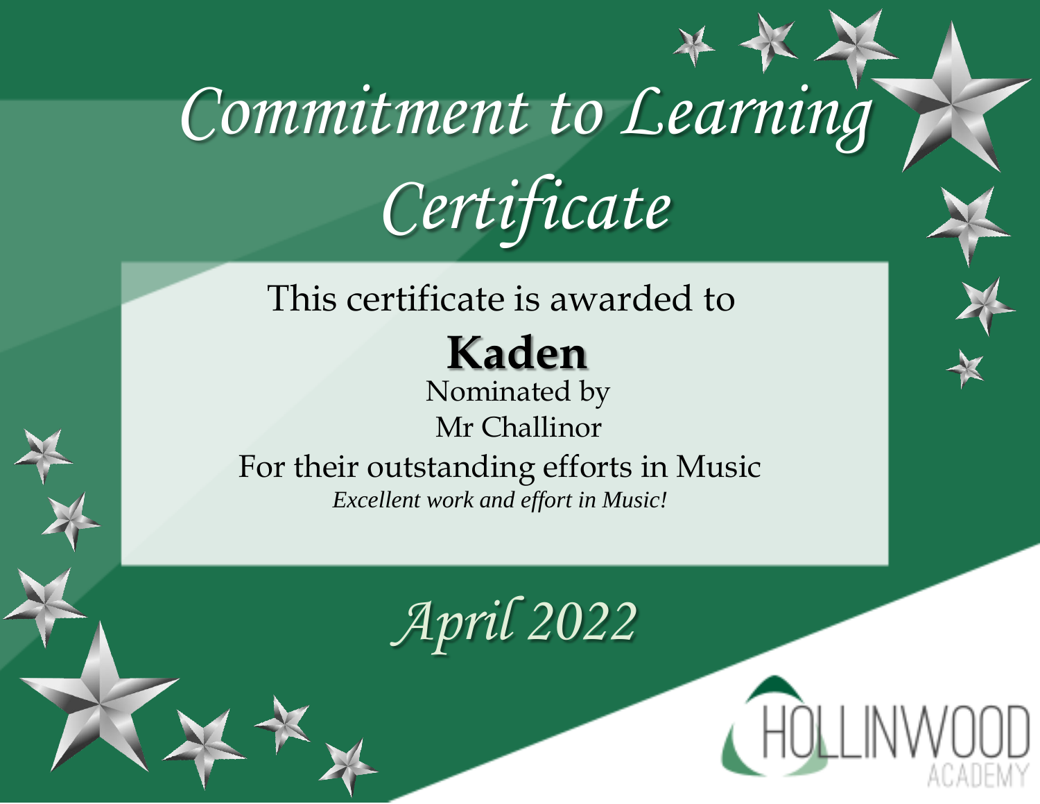# Commitment to Learning Certificate

This certificate is awarded to

**Kaden**

Nominated by

Mr Challinor

For their outstanding efforts in Music

*Excellent work and effort in Music!*

*April 2022*

HOLLINWOOD ACADEMY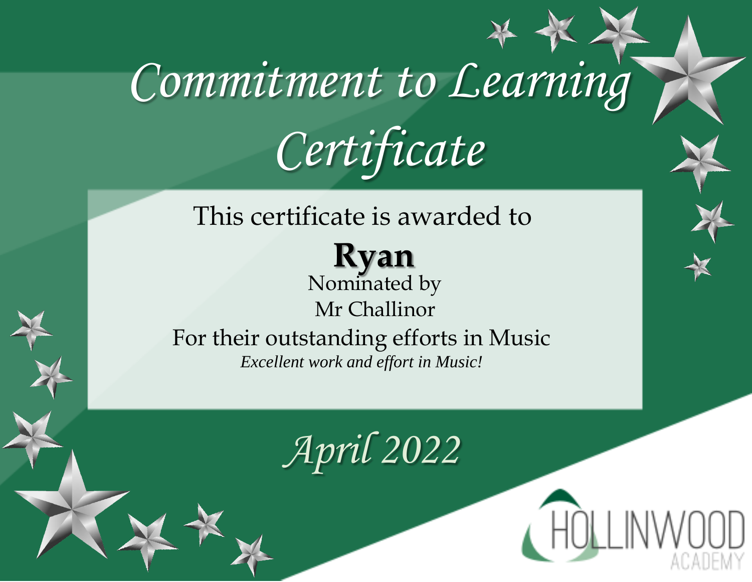# Commitment to Learning Certificate

This certificate is awarded to

**Ryan**

Nominated by

Mr Challinor

For their outstanding efforts in Music

*Excellent work and effort in Music!*

*April 2022*

HOLLINWOOD ACADEMY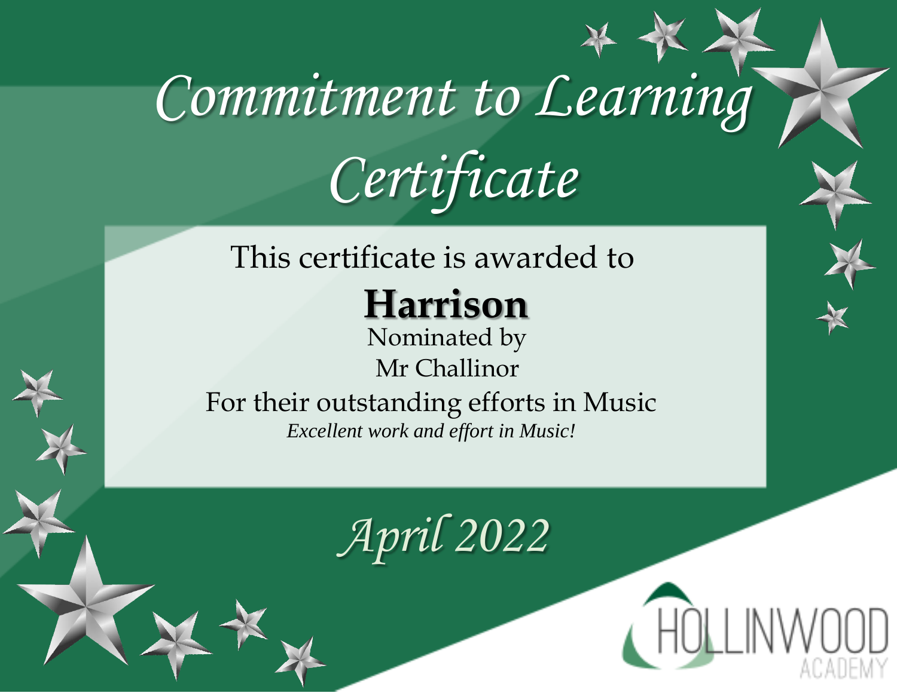# Commitment to Learning Certificate

This certificate is awarded to

**Harrison**

Nominated by

Mr Challinor

For their outstanding efforts in Music

*Excellent work and effort in Music!*

*April 2022*

HOLLINWOOD ACADEMY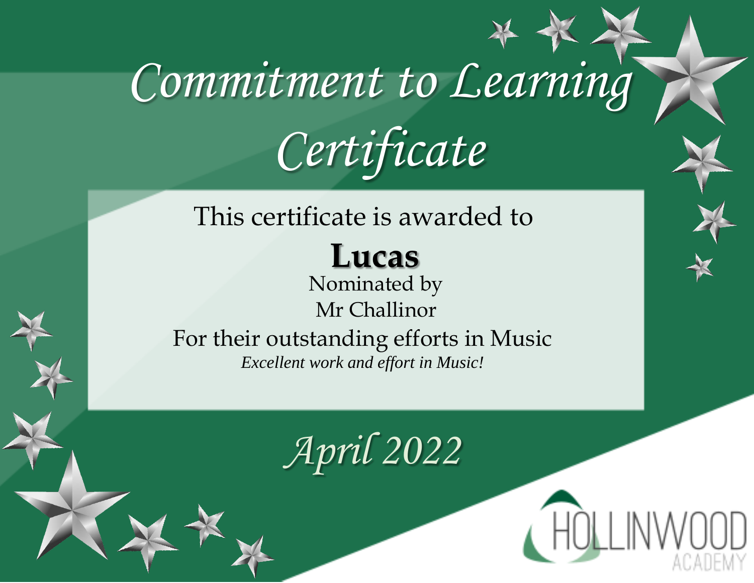# Commitment to Learning Certificate

This certificate is awarded to

**Lucas**

Nominated by

Mr Challinor

For their outstanding efforts in Music

*Excellent work and effort in Music!*

*April 2022*

HOLLINWOOD ACADEMY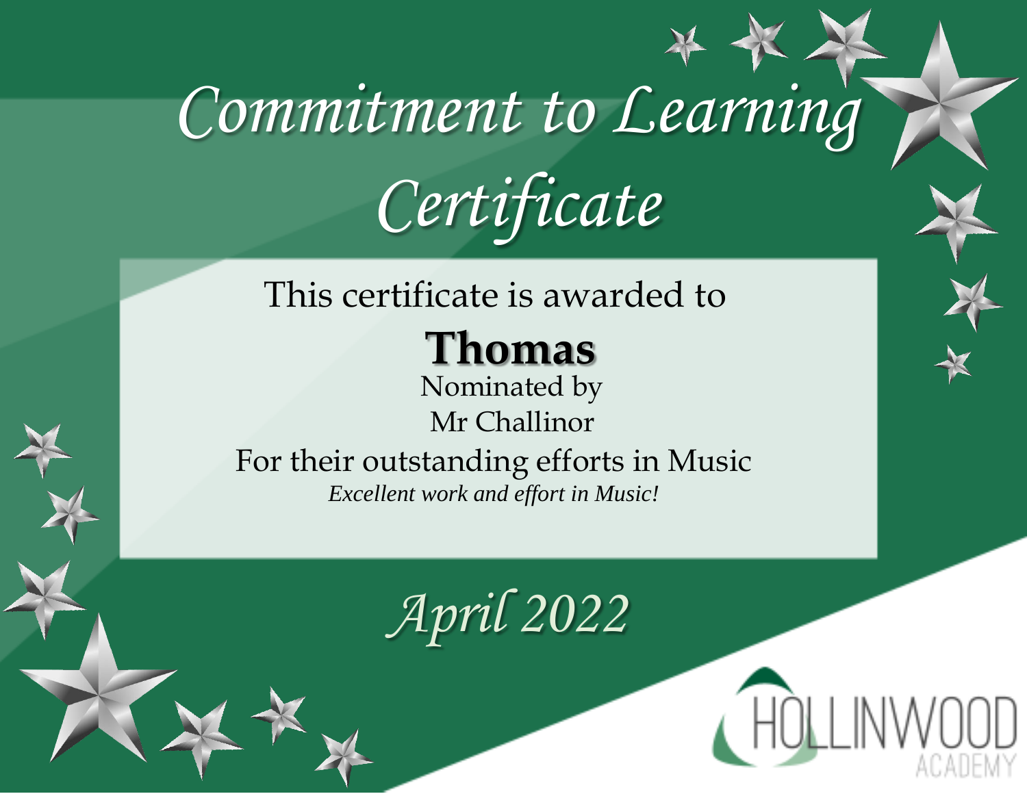# Commitment to Learning Certificate

This certificate is awarded to

**Thomas**

Nominated by

Mr Challinor

For their outstanding efforts in Music

*Excellent work and effort in Music!*

*April 2022*

HOLLINWOOD ACADEMY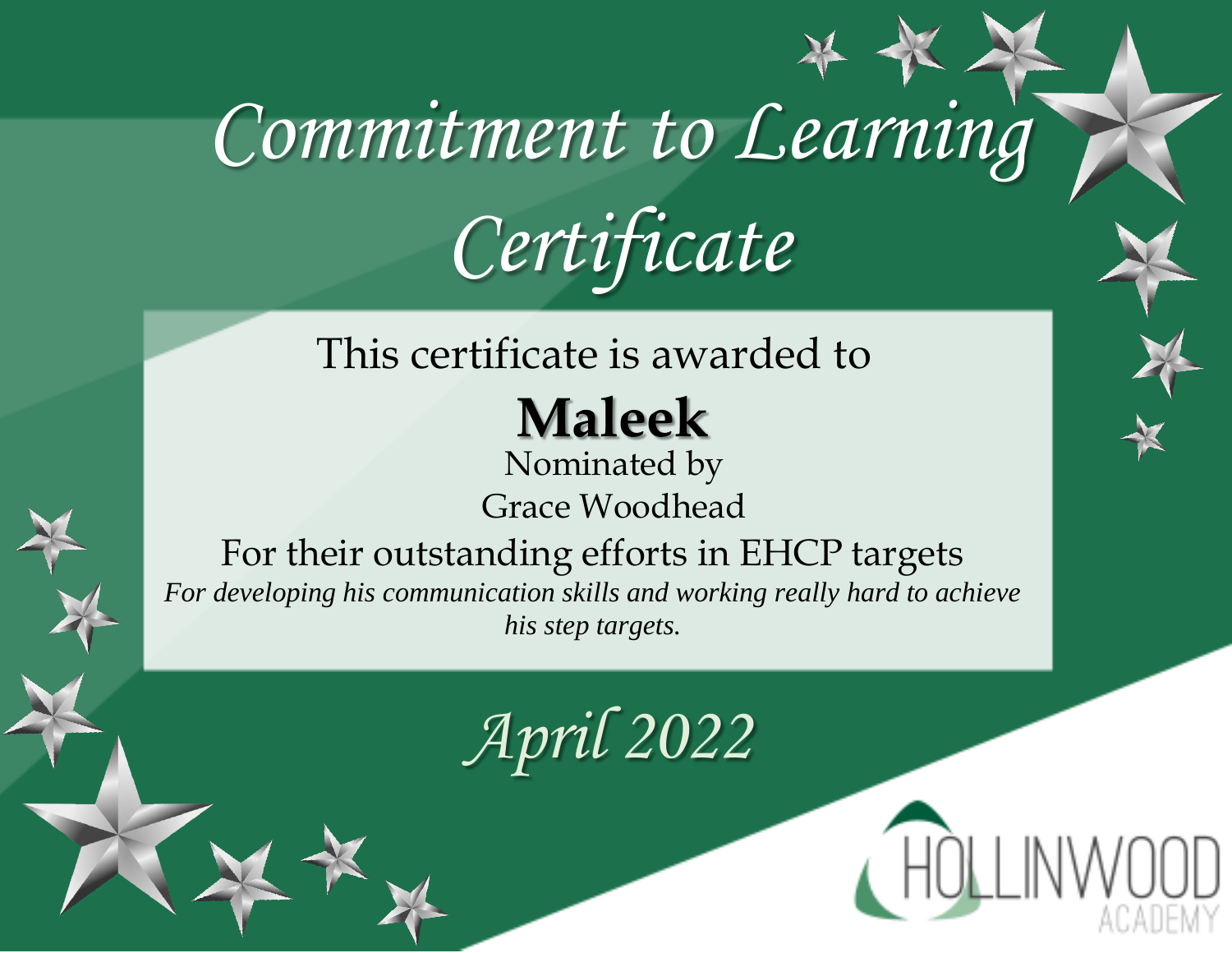# Commitment to Learning Certificate

This certificate is awarded to

**Maleek**

Nominated by

Grace Woodhead

For their outstanding efforts in EHCP targets

*For developing his communication skills and working really hard to achieve his step targets.*

*April 2022*

HOLLINWOOD ACADEMY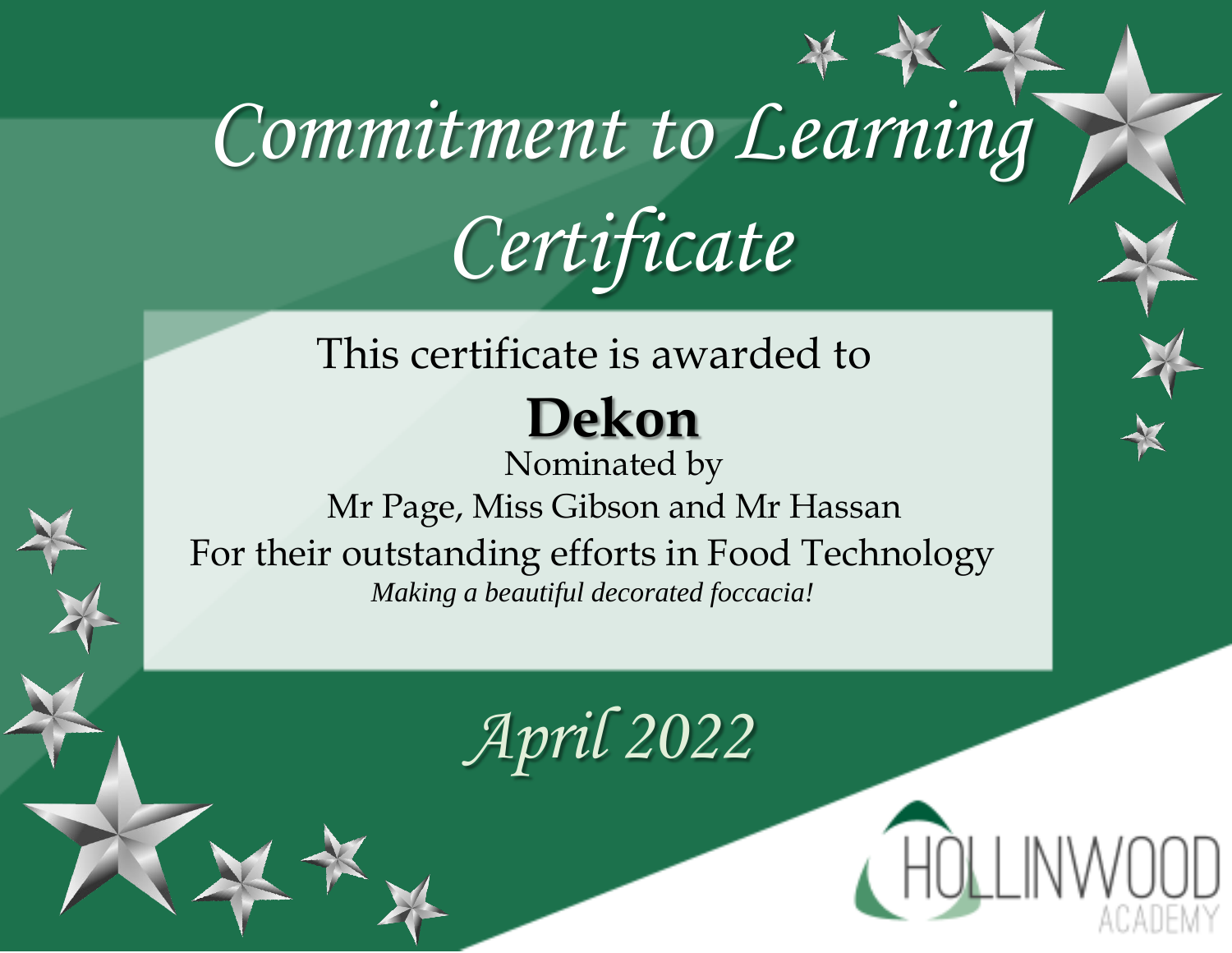# Commitment to Learning Certificate

This certificate is awarded to

**Dekon**

Nominated by

Mr Page, Miss Gibson and Mr Hassan

For their outstanding efforts in Food Technology

*Making a beautiful decorated foccacia!*

*April 2022*

HOLLINWOOD ACADEMY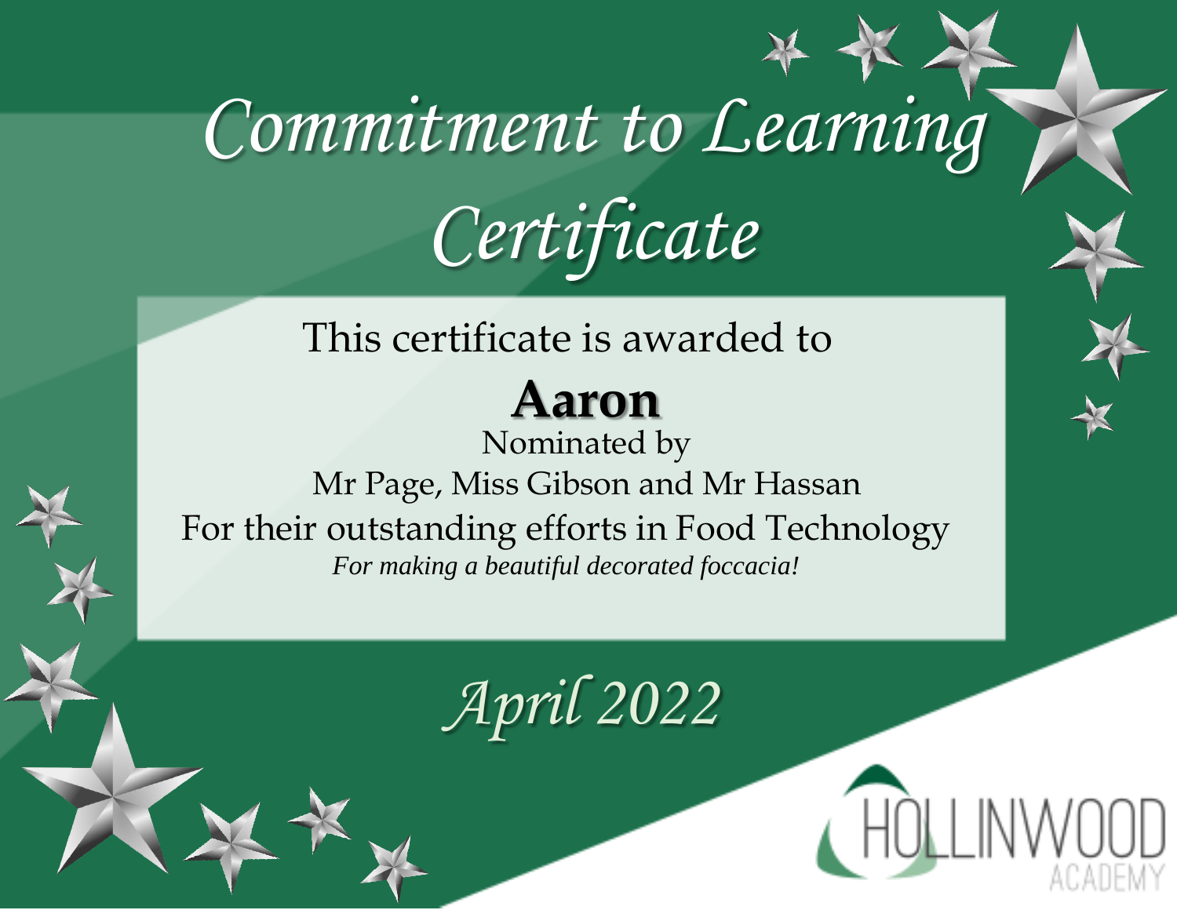# Commitment to Learning Certificate

This certificate is awarded to

**Aaron**

Nominated by

Mr Page, Miss Gibson and Mr Hassan

For their outstanding efforts in Food Technology

*For making a beautiful decorated foccacia!*

*April 2022*

HOLLINWOOD ACADEMY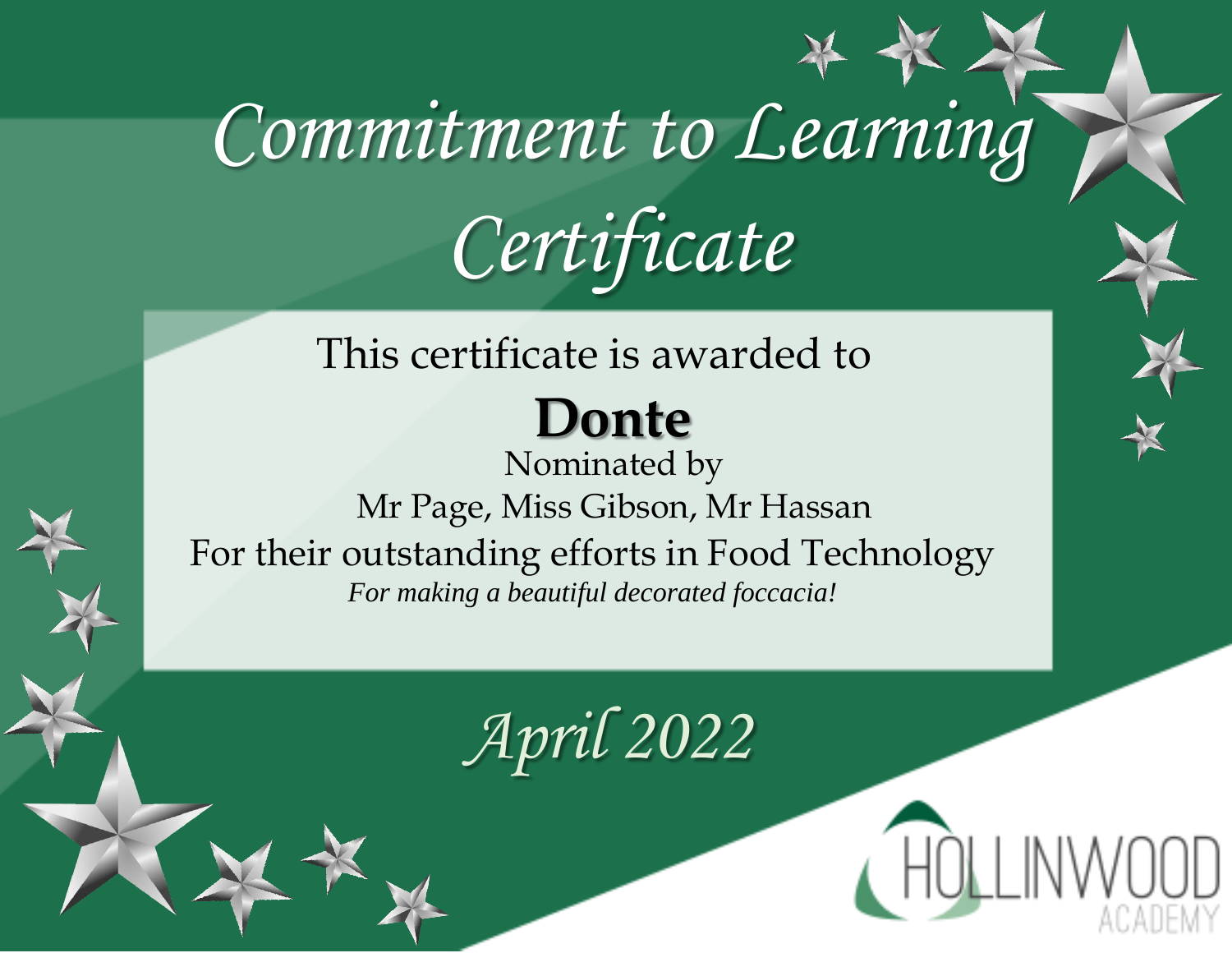# Commitment to Learning Certificate

This certificate is awarded to

**Donte**

Nominated by

Mr Page, Miss Gibson, Mr Hassan

For their outstanding efforts in Food Technology

*For making a beautiful decorated foccacia!*

*April 2022*

HOLLINWOOD ACADEMY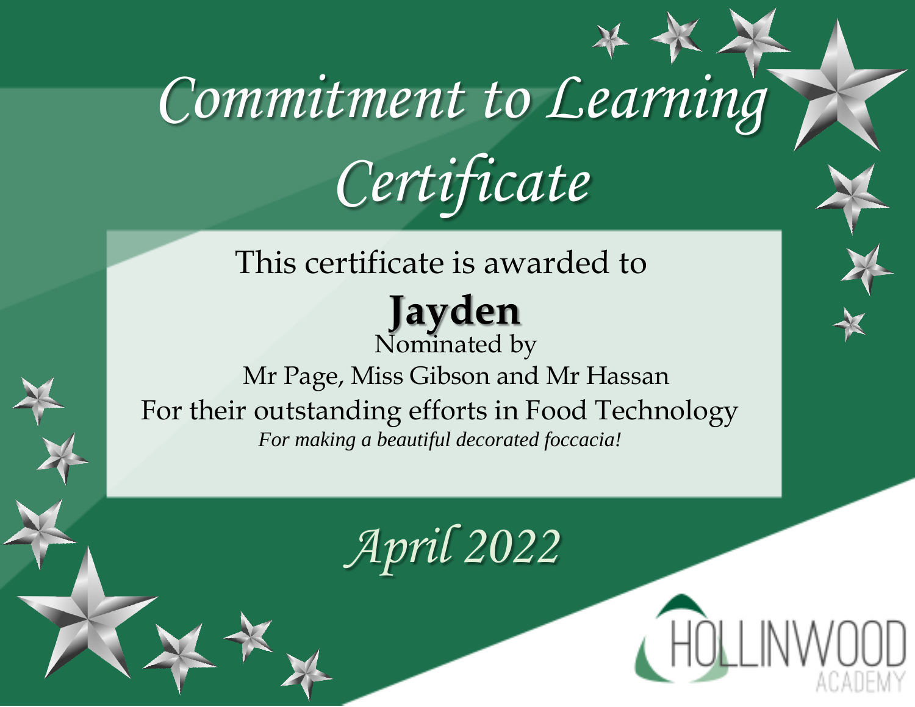# Commitment to Learning Certificate

This certificate is awarded to

**Jayden**

Nominated by

Mr Page, Miss Gibson and Mr Hassan

For their outstanding efforts in Food Technology

*For making a beautiful decorated foccacia!*

*April 2022*

HOLLINWOOD ACADEMY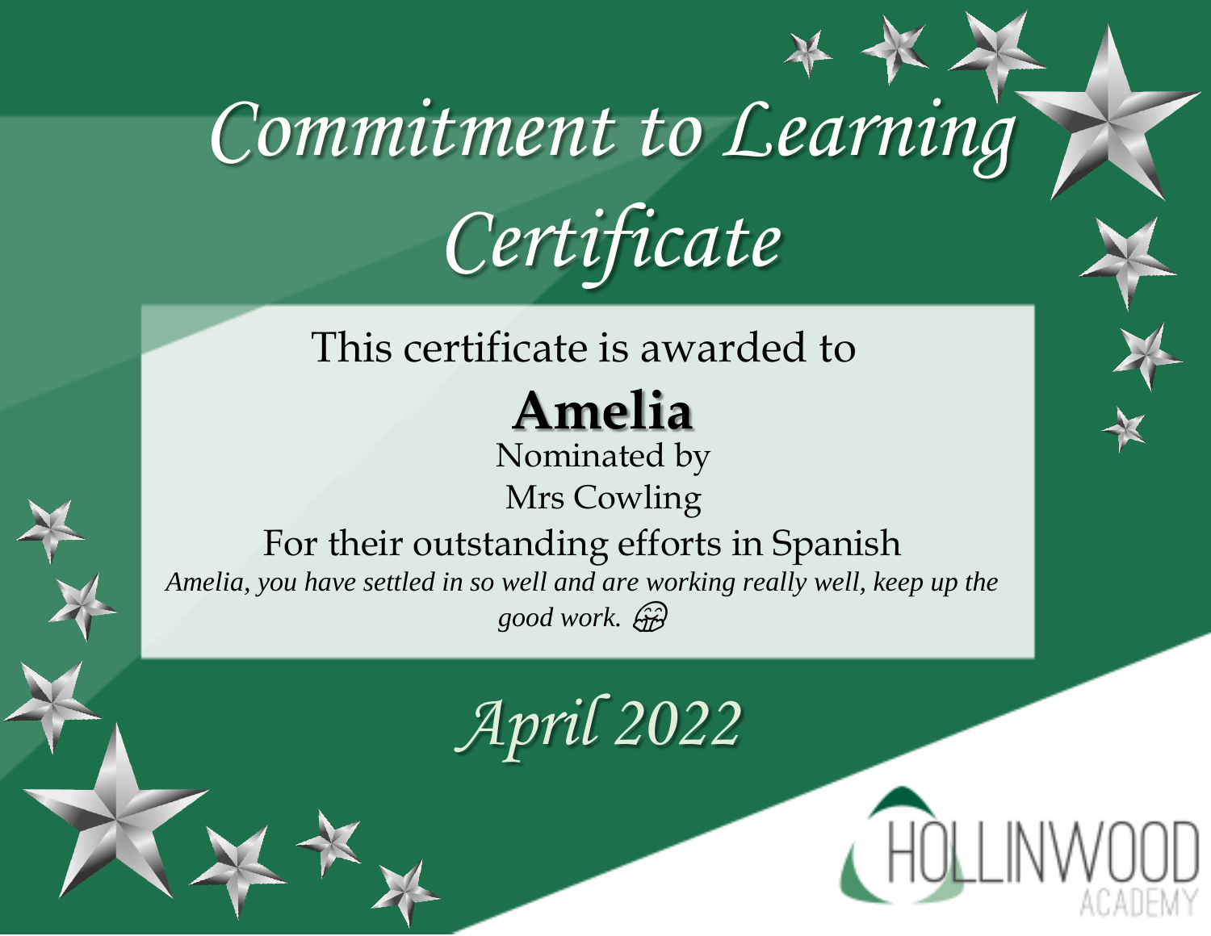# Commitment to Learning Certificate

This certificate is awarded to

**Amelia**

Nominated by

Mrs Cowling

For their outstanding efforts in Spanish

*Amelia, you have settled in so well and are working really well, keep up the good work.* 🤗

*April 2022*

HOLLINWOOD ACADEMY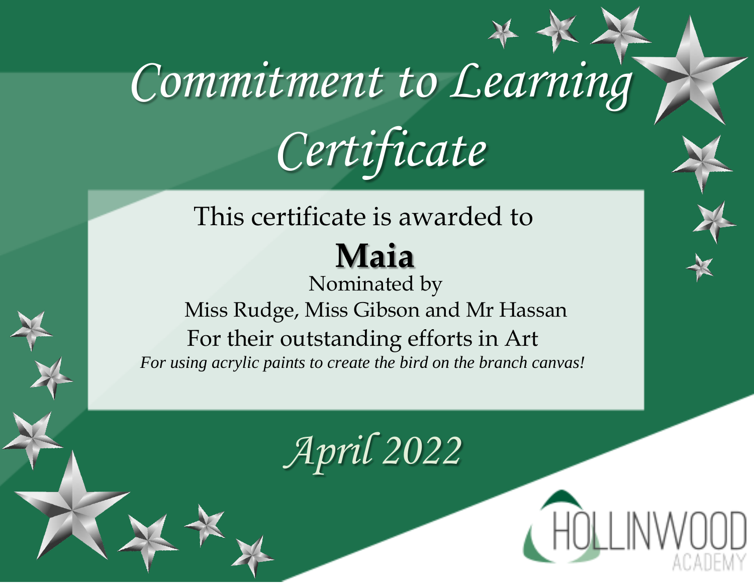# Commitment to Learning Certificate

This certificate is awarded to

**Maia**

Nominated by

Miss Rudge, Miss Gibson and Mr Hassan

For their outstanding efforts in Art

*For using acrylic paints to create the bird on the branch canvas!*

*April 2022*

HOLLINWOOD ACADEMY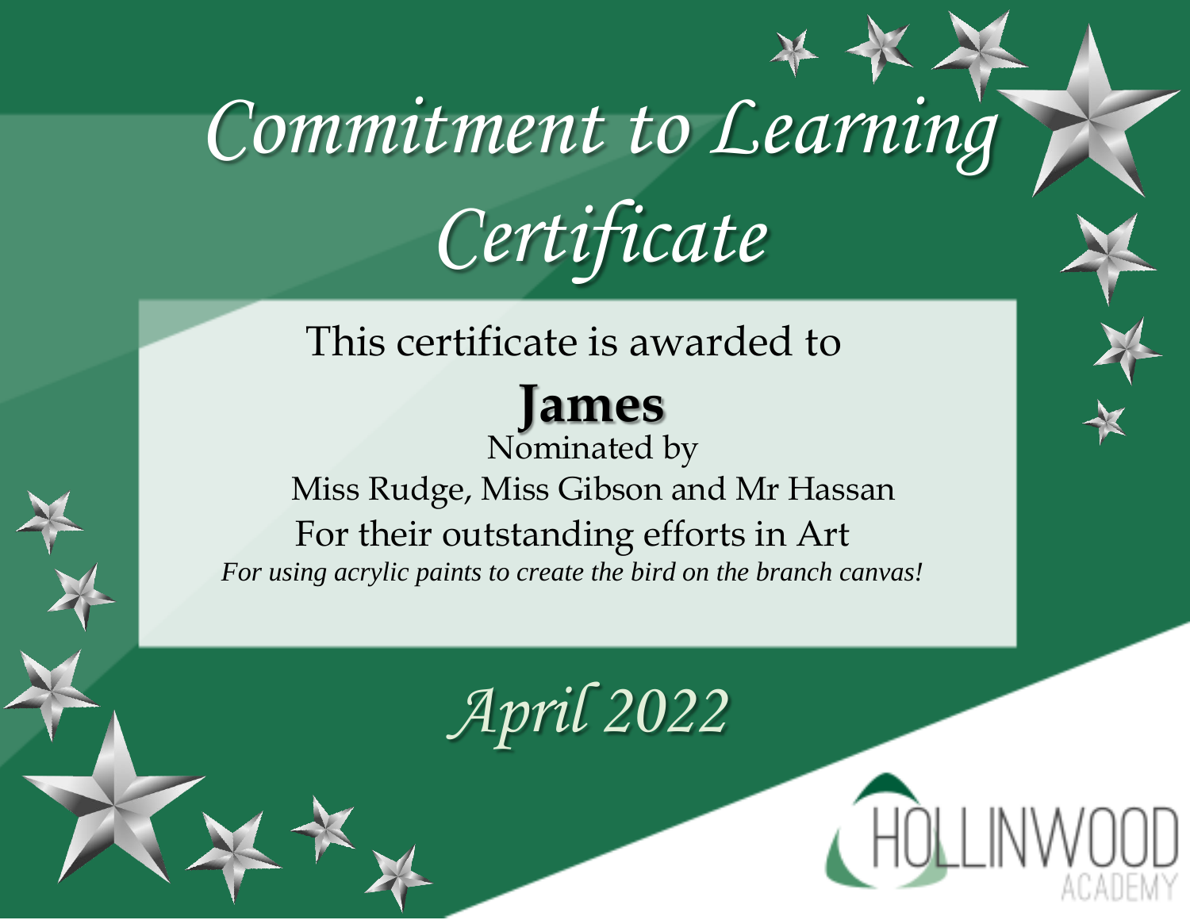# *Commitment to Learning Certificate*

This certificate is awarded to

**James**

Nominated by

Miss Rudge, Miss Gibson and Mr Hassan

For their outstanding efforts in Art

*For using acrylic paints to create the bird on the branch canvas!*

*April 2022*

HOLLINWOOD ACADEMY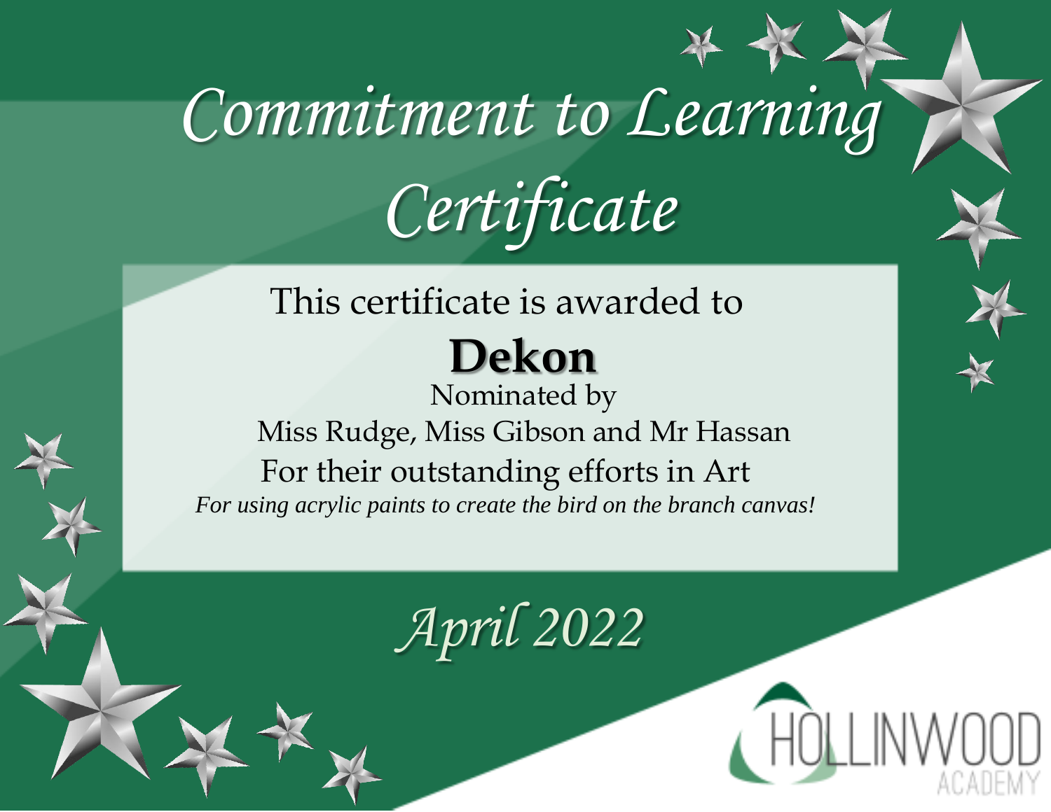# Commitment to Learning Certificate

This certificate is awarded to

**Dekon**

Nominated by

Miss Rudge, Miss Gibson and Mr Hassan

For their outstanding efforts in Art

*For using acrylic paints to create the bird on the branch canvas!*

*April 2022*

HOLLINWOOD ACADEMY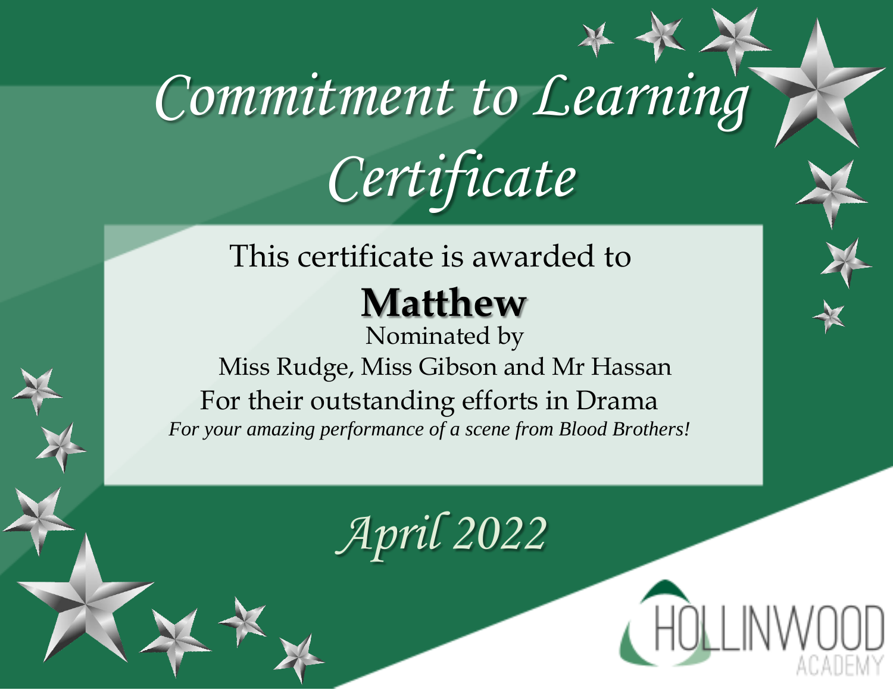# Commitment to Learning Certificate

This certificate is awarded to

**Matthew**

Nominated by

Miss Rudge, Miss Gibson and Mr Hassan

For their outstanding efforts in Drama

*For your amazing performance of a scene from Blood Brothers!*

*April 2022*

HOLLINWOOD ACADEMY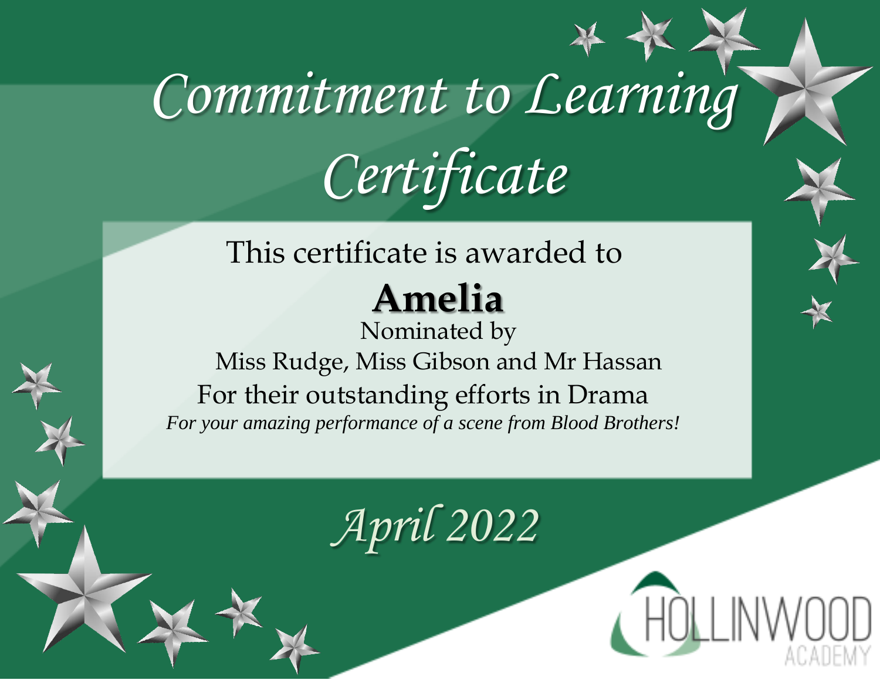# Commitment to Learning Certificate

This certificate is awarded to

**Amelia**

Nominated by

Miss Rudge, Miss Gibson and Mr Hassan

For their outstanding efforts in Drama

*For your amazing performance of a scene from Blood Brothers!*

*April 2022*

HOLLINWOOD ACADEMY